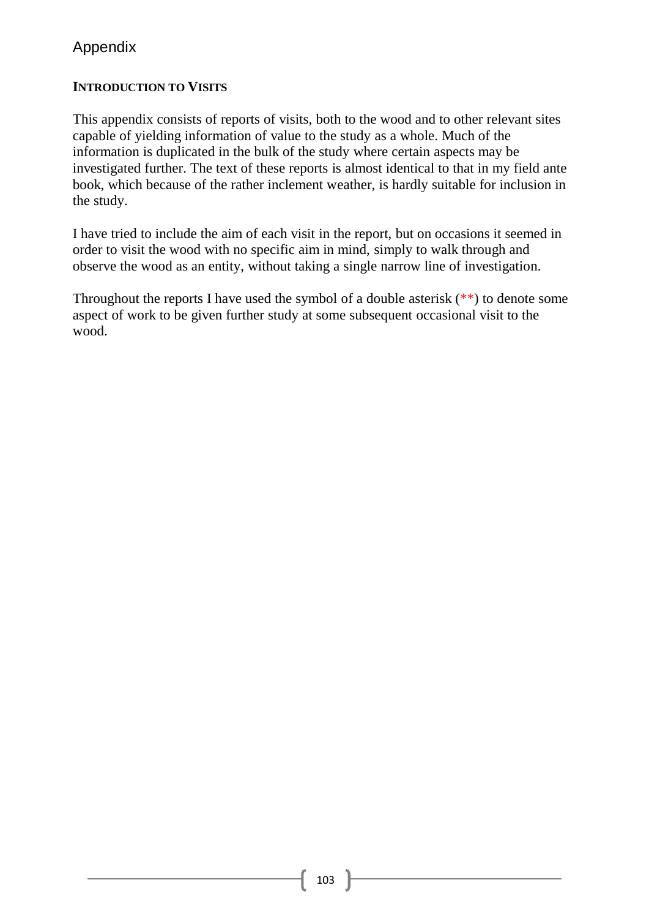# Appendix

**INTRODUCTION TO VISITS**

This appendix consists of reports of visits, both to the wood and to other relevant sites capable of yielding information of value to the study as a whole. Much of the information is duplicated in the bulk of the study where certain aspects may be investigated further. The text of these reports is almost identical to that in my field ante book, which because of the rather inclement weather, is hardly suitable for inclusion in the study.

I have tried to include the aim of each visit in the report, but on occasions it seemed in order to visit the wood with no specific aim in mind, simply to walk through and observe the wood as an entity, without taking a single narrow line of investigation.

Throughout the reports I have used the symbol of a double asterisk (**) to denote some aspect of work to be given further study at some subsequent occasional visit to the wood.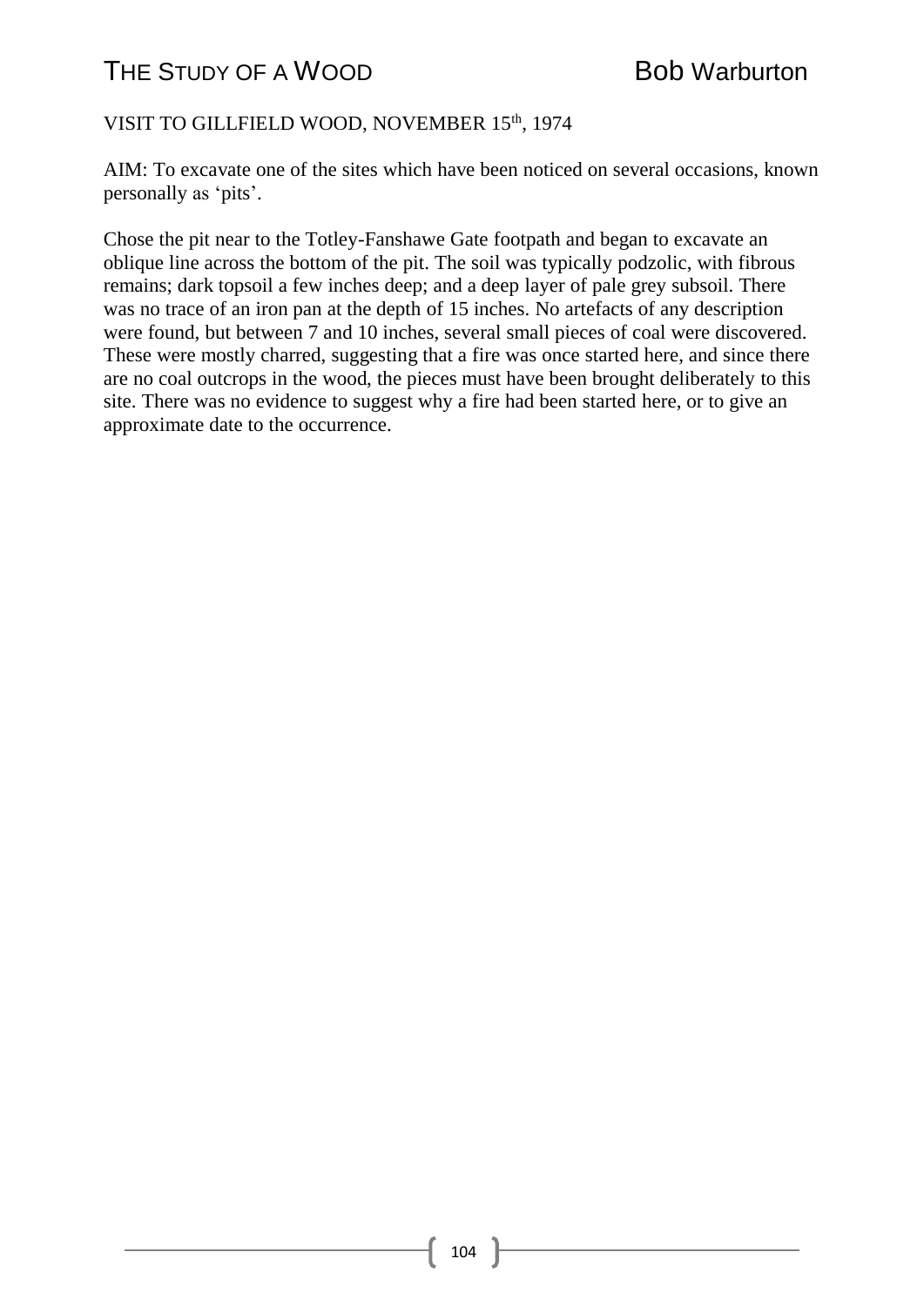VISIT TO GILLFIELD WOOD, NOVEMBER 15th, 1974

AIM: To excavate one of the sites which have been noticed on several occasions, known personally as 'pits'.

Chose the pit near to the Totley-Fanshawe Gate footpath and began to excavate an oblique line across the bottom of the pit. The soil was typically podzolic, with fibrous remains; dark topsoil a few inches deep; and a deep layer of pale grey subsoil. There was no trace of an iron pan at the depth of 15 inches. No artefacts of any description were found, but between 7 and 10 inches, several small pieces of coal were discovered. These were mostly charred, suggesting that a fire was once started here, and since there are no coal outcrops in the wood, the pieces must have been brought deliberately to this site. There was no evidence to suggest why a fire had been started here, or to give an approximate date to the occurrence.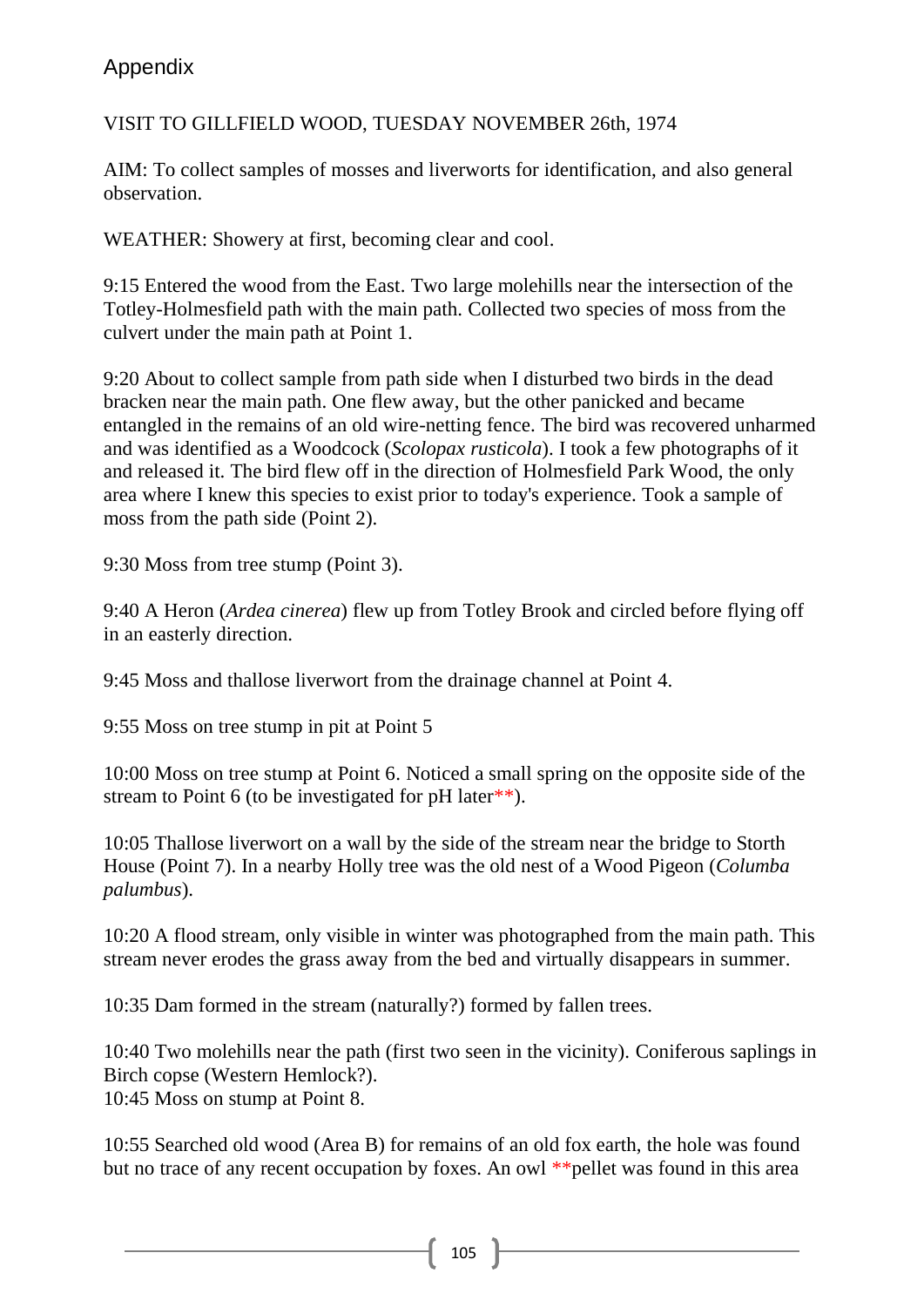## Appendix

VISIT TO GILLFIELD WOOD, TUESDAY NOVEMBER 26th, 1974

AIM: To collect samples of mosses and liverworts for identification, and also general observation.

WEATHER: Showery at first, becoming clear and cool.

9:15 Entered the wood from the East. Two large molehills near the intersection of the Totley-Holmesfield path with the main path. Collected two species of moss from the culvert under the main path at Point 1.

9:20 About to collect sample from path side when I disturbed two birds in the dead bracken near the main path. One flew away, but the other panicked and became entangled in the remains of an old wire-netting fence. The bird was recovered unharmed and was identified as a Woodcock (*Scolopax rusticola*). I took a few photographs of it and released it. The bird flew off in the direction of Holmesfield Park Wood, the only area where I knew this species to exist prior to today's experience. Took a sample of moss from the path side (Point 2).

9:30 Moss from tree stump (Point 3).

9:40 A Heron (*Ardea cinerea*) flew up from Totley Brook and circled before flying off in an easterly direction.

9:45 Moss and thallose liverwort from the drainage channel at Point 4.

9:55 Moss on tree stump in pit at Point 5

10:00 Moss on tree stump at Point 6. Noticed a small spring on the opposite side of the stream to Point 6 (to be investigated for pH later**).

10:05 Thallose liverwort on a wall by the side of the stream near the bridge to Storth House (Point 7). In a nearby Holly tree was the old nest of a Wood Pigeon (*Columba palumbus*).

10:20 A flood stream, only visible in winter was photographed from the main path. This stream never erodes the grass away from the bed and virtually disappears in summer.

10:35 Dam formed in the stream (naturally?) formed by fallen trees.

10:40 Two molehills near the path (first two seen in the vicinity). Coniferous saplings in Birch copse (Western Hemlock?).
10:45 Moss on stump at Point 8.

10:55 Searched old wood (Area B) for remains of an old fox earth, the hole was found but no trace of any recent occupation by foxes. An owl **pellet was found in this area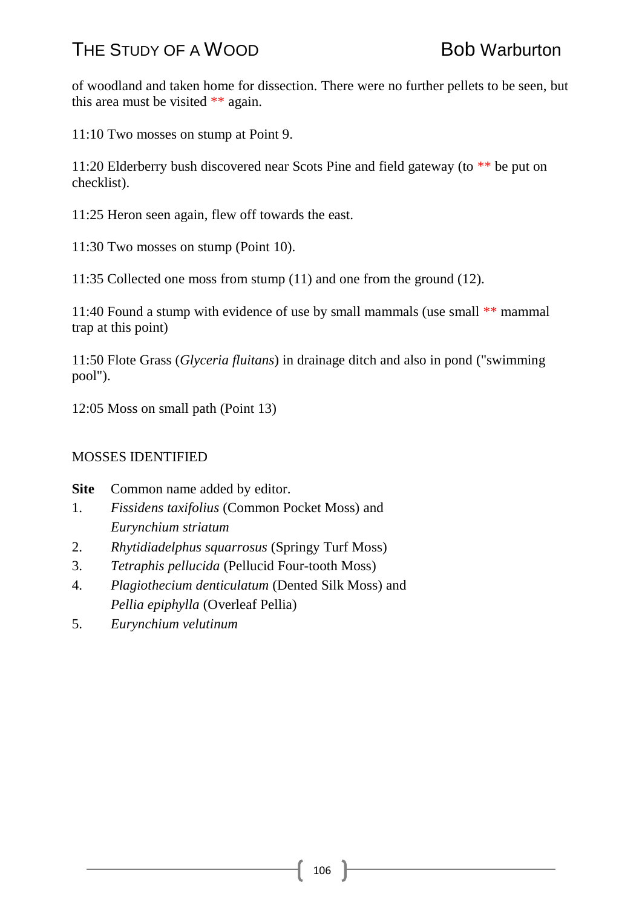of woodland and taken home for dissection. There were no further pellets to be seen, but this area must be visited ** again.

11:10 Two mosses on stump at Point 9.

11:20 Elderberry bush discovered near Scots Pine and field gateway (to ** be put on checklist).

11:25 Heron seen again, flew off towards the east.

11:30 Two mosses on stump (Point 10).

11:35 Collected one moss from stump (11) and one from the ground (12).

11:40 Found a stump with evidence of use by small mammals (use small ** mammal trap at this point)

11:50 Flote Grass (*Glyceria fluitans*) in drainage ditch and also in pond ("swimming pool").

12:05 Moss on small path (Point 13)

MOSSES IDENTIFIED

**Site** Common name added by editor.

1. *Fissidens taxifolius* (Common Pocket Moss) and *Eurynchium striatum*
2. *Rhytidiadelphus squarrosus* (Springy Turf Moss)
3. *Tetraphis pellucida* (Pellucid Four-tooth Moss)
4. *Plagiothecium denticulatum* (Dented Silk Moss) and *Pellia epiphylla* (Overleaf Pellia)
5. *Eurynchium velutinum*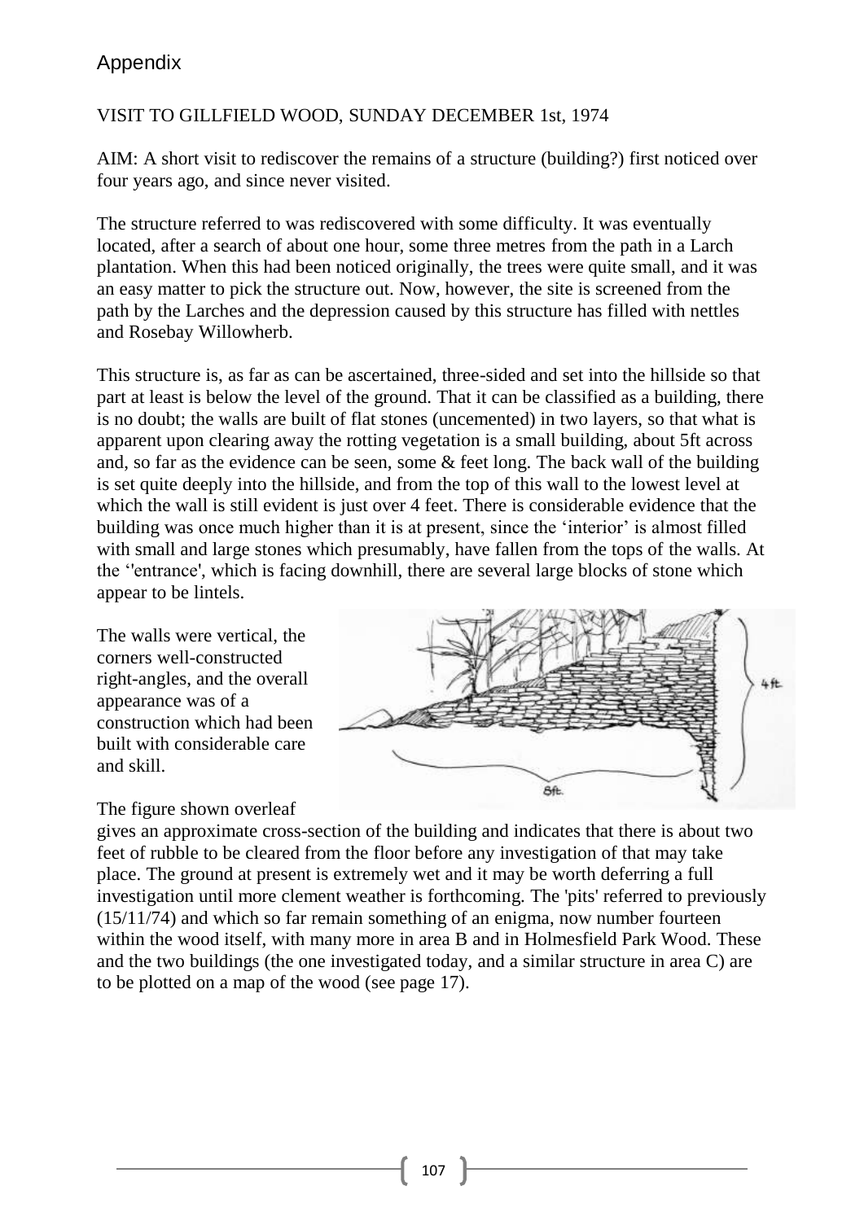## Appendix

VISIT TO GILLFIELD WOOD, SUNDAY DECEMBER 1st, 1974

AIM: A short visit to rediscover the remains of a structure (building?) first noticed over four years ago, and since never visited.

The structure referred to was rediscovered with some difficulty. It was eventually located, after a search of about one hour, some three metres from the path in a Larch plantation. When this had been noticed originally, the trees were quite small, and it was an easy matter to pick the structure out. Now, however, the site is screened from the path by the Larches and the depression caused by this structure has filled with nettles and Rosebay Willowherb.

This structure is, as far as can be ascertained, three-sided and set into the hillside so that part at least is below the level of the ground. That it can be classified as a building, there is no doubt; the walls are built of flat stones (uncemented) in two layers, so that what is apparent upon clearing away the rotting vegetation is a small building, about 5ft across and, so far as the evidence can be seen, some & feet long. The back wall of the building is set quite deeply into the hillside, and from the top of this wall to the lowest level at which the wall is still evident is just over 4 feet. There is considerable evidence that the building was once much higher than it is at present, since the 'interior' is almost filled with small and large stones which presumably, have fallen from the tops of the walls. At the ''entrance', which is facing downhill, there are several large blocks of stone which appear to be lintels.

The walls were vertical, the corners well-constructed right-angles, and the overall appearance was of a construction which had been built with considerable care and skill.

The figure shown overleaf gives an approximate cross-section of the building and indicates that there is about two feet of rubble to be cleared from the floor before any investigation of that may take place. The ground at present is extremely wet and it may be worth deferring a full investigation until more clement weather is forthcoming. The 'pits' referred to previously (15/11/74) and which so far remain something of an enigma, now number fourteen within the wood itself, with many more in area B and in Holmesfield Park Wood. These and the two buildings (the one investigated today, and a similar structure in area C) are to be plotted on a map of the wood (see page 17).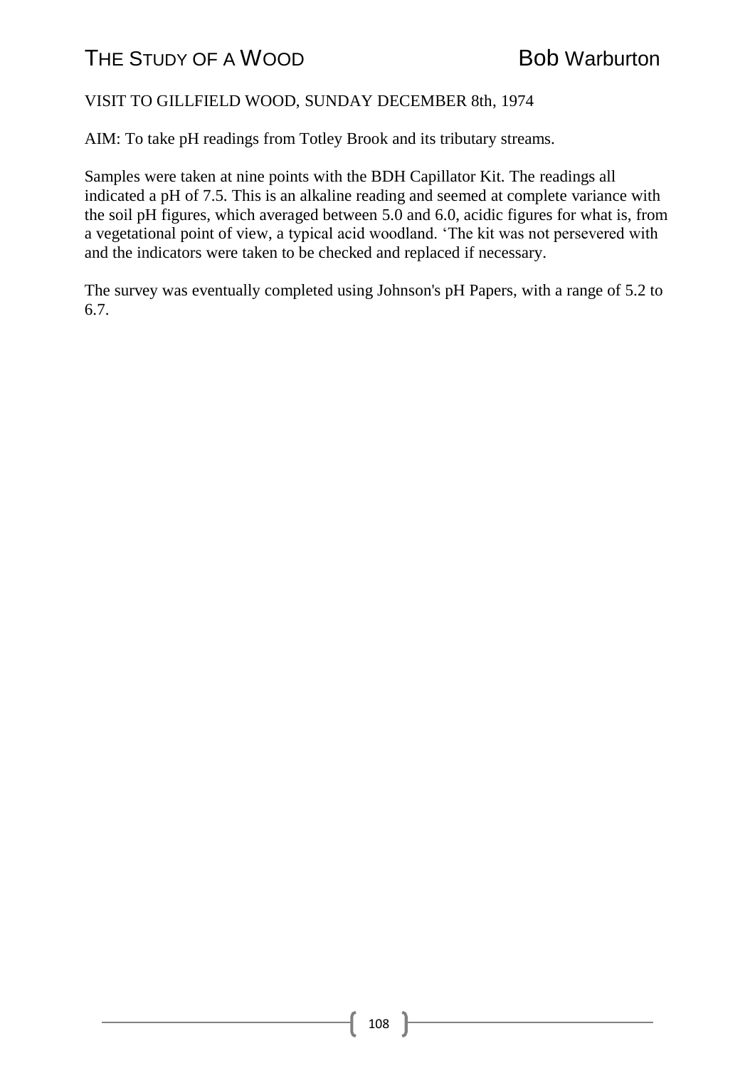VISIT TO GILLFIELD WOOD, SUNDAY DECEMBER 8th, 1974

AIM: To take pH readings from Totley Brook and its tributary streams.

Samples were taken at nine points with the BDH Capillator Kit. The readings all indicated a pH of 7.5. This is an alkaline reading and seemed at complete variance with the soil pH figures, which averaged between 5.0 and 6.0, acidic figures for what is, from a vegetational point of view, a typical acid woodland. 'The kit was not persevered with and the indicators were taken to be checked and replaced if necessary.

The survey was eventually completed using Johnson's pH Papers, with a range of 5.2 to 6.7.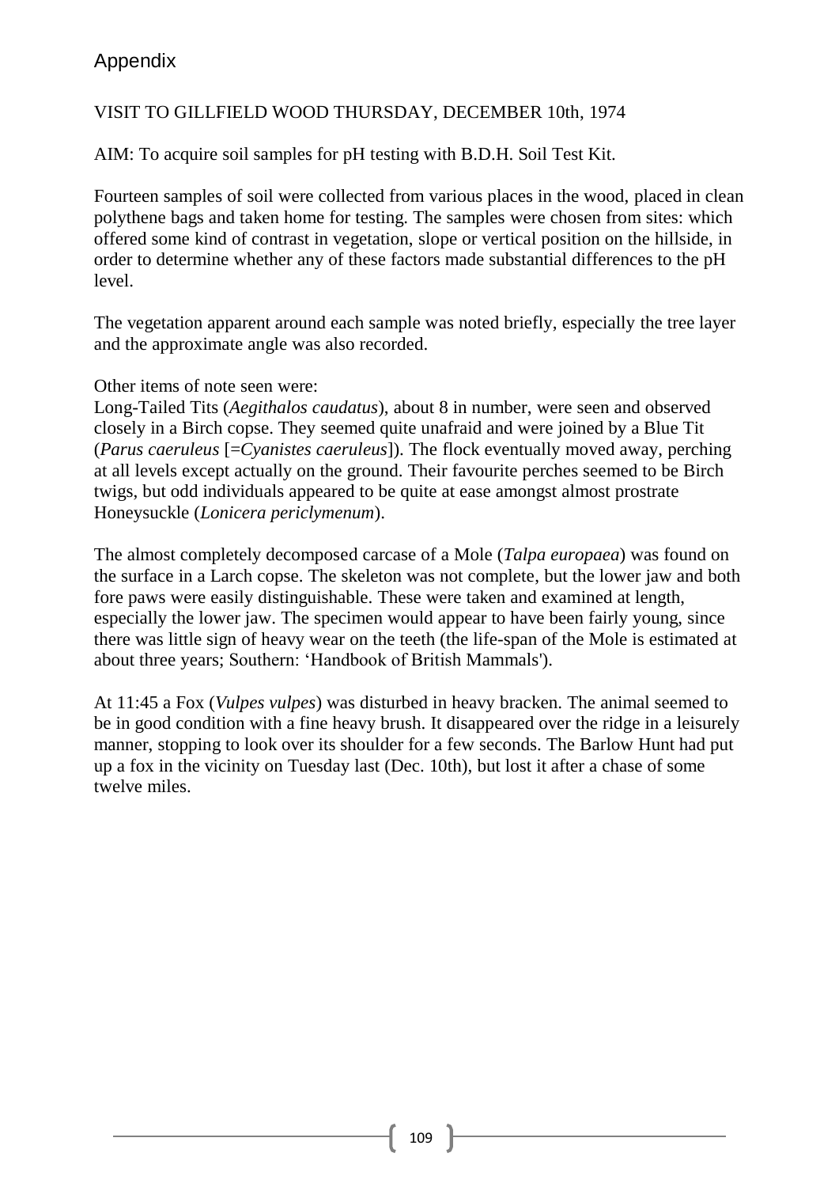# Appendix

VISIT TO GILLFIELD WOOD THURSDAY, DECEMBER 10th, 1974

AIM: To acquire soil samples for pH testing with B.D.H. Soil Test Kit.

Fourteen samples of soil were collected from various places in the wood, placed in clean polythene bags and taken home for testing. The samples were chosen from sites: which offered some kind of contrast in vegetation, slope or vertical position on the hillside, in order to determine whether any of these factors made substantial differences to the pH level.

The vegetation apparent around each sample was noted briefly, especially the tree layer and the approximate angle was also recorded.

Other items of note seen were:
Long-Tailed Tits (*Aegithalos caudatus*), about 8 in number, were seen and observed closely in a Birch copse. They seemed quite unafraid and were joined by a Blue Tit (*Parus caeruleus* [=*Cyanistes caeruleus*]). The flock eventually moved away, perching at all levels except actually on the ground. Their favourite perches seemed to be Birch twigs, but odd individuals appeared to be quite at ease amongst almost prostrate Honeysuckle (*Lonicera periclymenum*).

The almost completely decomposed carcase of a Mole (*Talpa europaea*) was found on the surface in a Larch copse. The skeleton was not complete, but the lower jaw and both fore paws were easily distinguishable. These were taken and examined at length, especially the lower jaw. The specimen would appear to have been fairly young, since there was little sign of heavy wear on the teeth (the life-span of the Mole is estimated at about three years; Southern: 'Handbook of British Mammals').

At 11:45 a Fox (*Vulpes vulpes*) was disturbed in heavy bracken. The animal seemed to be in good condition with a fine heavy brush. It disappeared over the ridge in a leisurely manner, stopping to look over its shoulder for a few seconds. The Barlow Hunt had put up a fox in the vicinity on Tuesday last (Dec. 10th), but lost it after a chase of some twelve miles.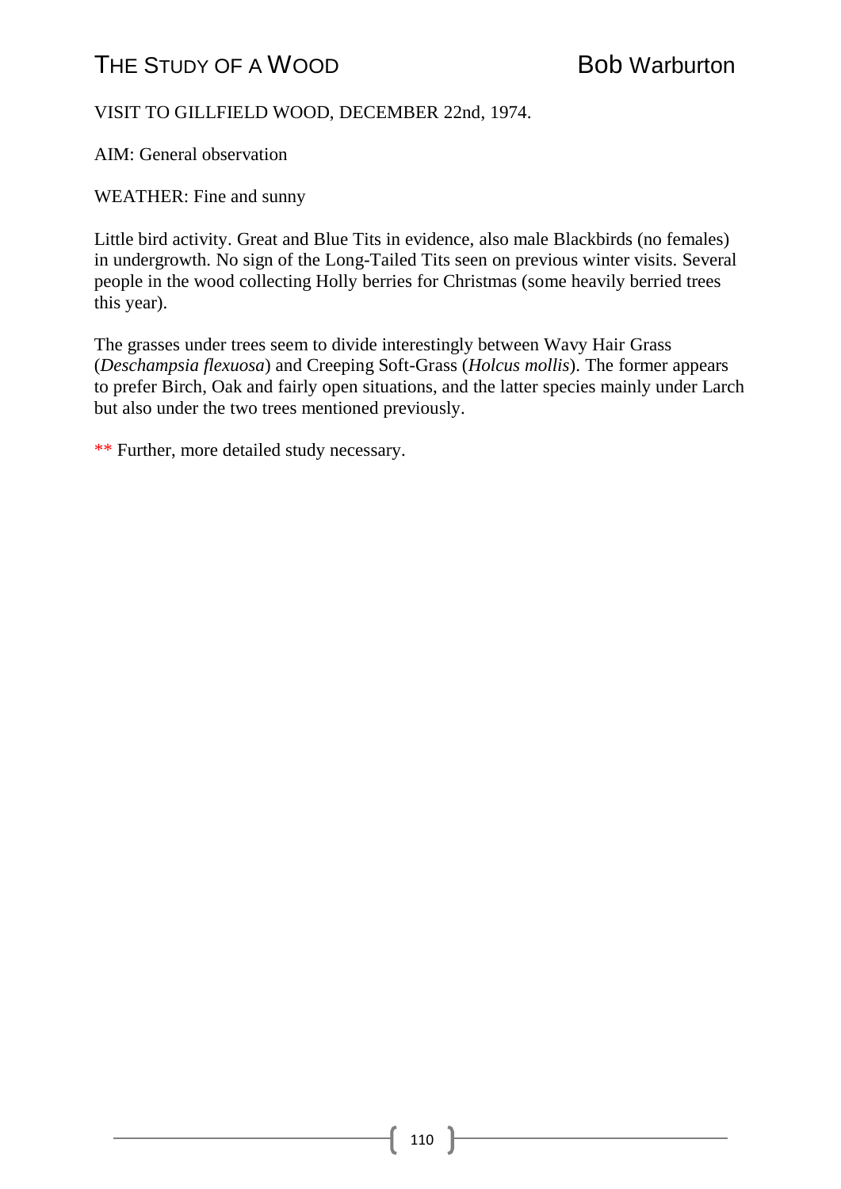VISIT TO GILLFIELD WOOD, DECEMBER 22nd, 1974.

AIM: General observation

WEATHER: Fine and sunny

Little bird activity. Great and Blue Tits in evidence, also male Blackbirds (no females) in undergrowth. No sign of the Long-Tailed Tits seen on previous winter visits. Several people in the wood collecting Holly berries for Christmas (some heavily berried trees this year).

The grasses under trees seem to divide interestingly between Wavy Hair Grass (*Deschampsia flexuosa*) and Creeping Soft-Grass (*Holcus mollis*). The former appears to prefer Birch, Oak and fairly open situations, and the latter species mainly under Larch but also under the two trees mentioned previously.

** Further, more detailed study necessary.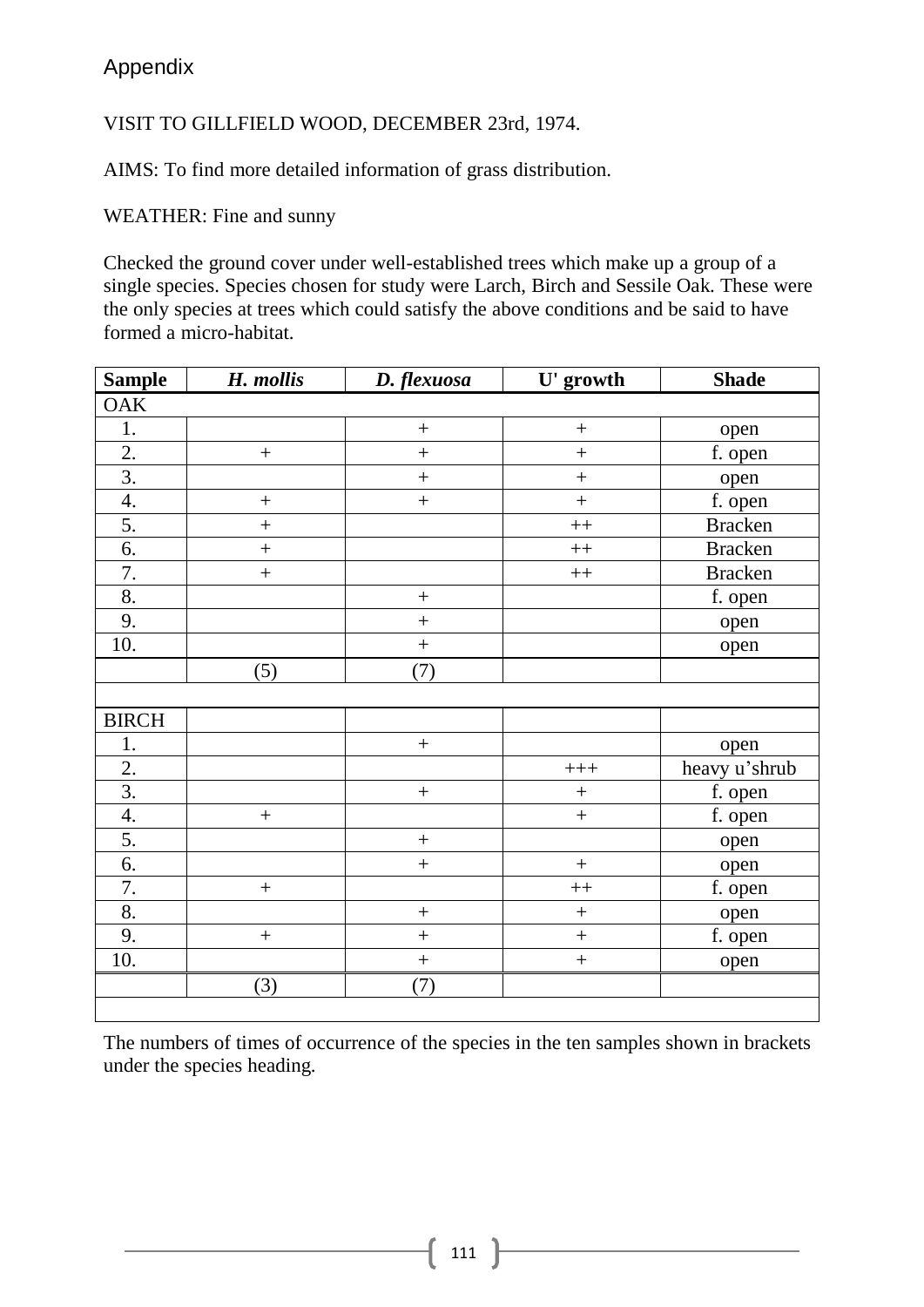## Appendix

VISIT TO GILLFIELD WOOD, DECEMBER 23rd, 1974.

AIMS: To find more detailed information of grass distribution.

WEATHER: Fine and sunny

Checked the ground cover under well-established trees which make up a group of a single species. Species chosen for study were Larch, Birch and Sessile Oak. These were the only species at trees which could satisfy the above conditions and be said to have formed a micro-habitat.

| Sample | *H. mollis* | *D. flexuosa* | U' growth | Shade |
|---|---|---|---|---|
| OAK | | | | |
| 1. | | + | + | open |
| 2. | + | + | + | f. open |
| 3. | | + | + | open |
| 4. | + | + | + | f. open |
| 5. | + | | ++ | Bracken |
| 6. | + | | ++ | Bracken |
| 7. | + | | ++ | Bracken |
| 8. | | + | | f. open |
| 9. | | + | | open |
| 10. | | + | | open |
| | (5) | (7) | | |
| | | | | |
| BIRCH | | | | |
| 1. | | + | | open |
| 2. | | | +++ | heavy u'shrub |
| 3. | | + | + | f. open |
| 4. | + | | + | f. open |
| 5. | | + | | open |
| 6. | | + | + | open |
| 7. | + | | ++ | f. open |
| 8. | | + | + | open |
| 9. | + | + | + | f. open |
| 10. | | + | + | open |
| | (3) | (7) | | |

The numbers of times of occurrence of the species in the ten samples shown in brackets under the species heading.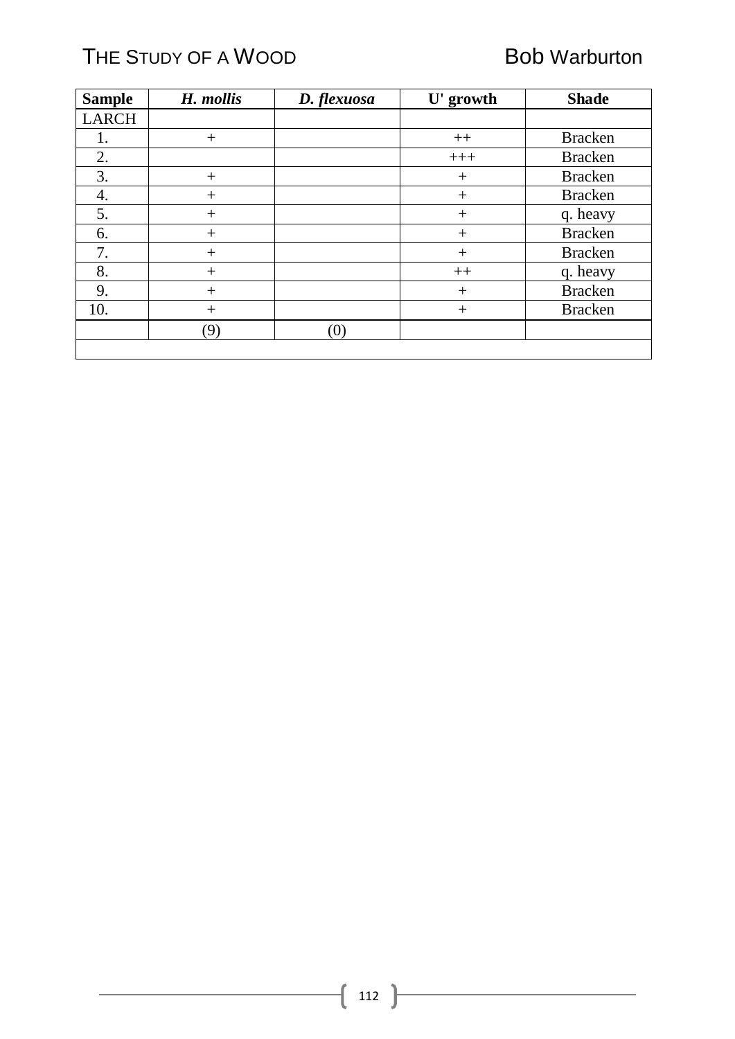| **Sample** | ***H. mollis*** | ***D. flexuosa*** | **U' growth** | **Shade** |
|---|---|---|---|---|
| LARCH | | | | |
| 1. | + | | ++ | Bracken |
| 2. | | | +++ | Bracken |
| 3. | + | | + | Bracken |
| 4. | + | | + | Bracken |
| 5. | + | | + | q. heavy |
| 6. | + | | + | Bracken |
| 7. | + | | + | Bracken |
| 8. | + | | ++ | q. heavy |
| 9. | + | | + | Bracken |
| 10. | + | | + | Bracken |
| | (9) | (0) | | |
| | | | | |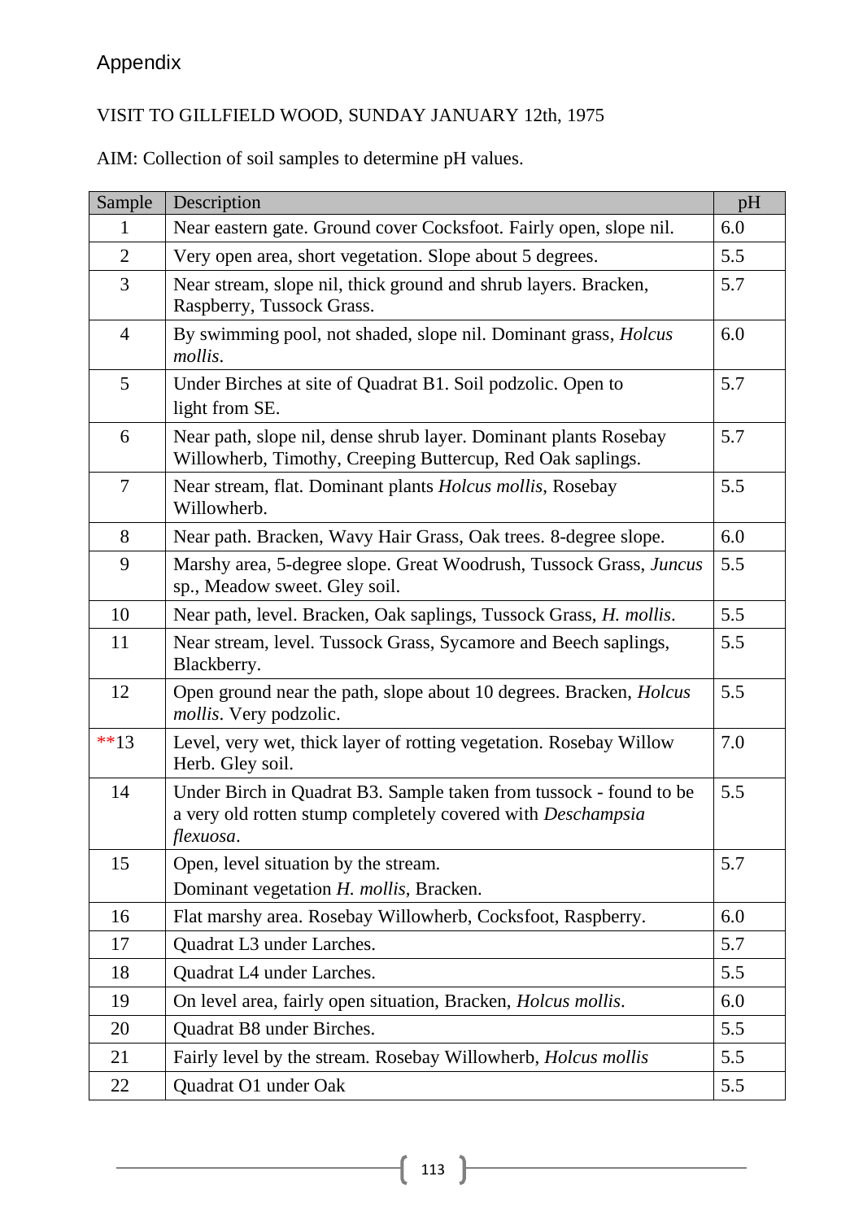# Appendix

VISIT TO GILLFIELD WOOD, SUNDAY JANUARY 12th, 1975

AIM: Collection of soil samples to determine pH values.

| Sample | Description | pH |
|---|---|---|
| 1 | Near eastern gate. Ground cover Cocksfoot. Fairly open, slope nil. | 6.0 |
| 2 | Very open area, short vegetation. Slope about 5 degrees. | 5.5 |
| 3 | Near stream, slope nil, thick ground and shrub layers. Bracken, Raspberry, Tussock Grass. | 5.7 |
| 4 | By swimming pool, not shaded, slope nil. Dominant grass, *Holcus mollis*. | 6.0 |
| 5 | Under Birches at site of Quadrat B1. Soil podzolic. Open to light from SE. | 5.7 |
| 6 | Near path, slope nil, dense shrub layer. Dominant plants Rosebay Willowherb, Timothy, Creeping Buttercup, Red Oak saplings. | 5.7 |
| 7 | Near stream, flat. Dominant plants *Holcus mollis*, Rosebay Willowherb. | 5.5 |
| 8 | Near path. Bracken, Wavy Hair Grass, Oak trees. 8-degree slope. | 6.0 |
| 9 | Marshy area, 5-degree slope. Great Woodrush, Tussock Grass, *Juncus* sp., Meadow sweet. Gley soil. | 5.5 |
| 10 | Near path, level. Bracken, Oak saplings, Tussock Grass, *H. mollis*. | 5.5 |
| 11 | Near stream, level. Tussock Grass, Sycamore and Beech saplings, Blackberry. | 5.5 |
| 12 | Open ground near the path, slope about 10 degrees. Bracken, *Holcus mollis*. Very podzolic. | 5.5 |
| **13 | Level, very wet, thick layer of rotting vegetation. Rosebay Willow Herb. Gley soil. | 7.0 |
| 14 | Under Birch in Quadrat B3. Sample taken from tussock - found to be a very old rotten stump completely covered with *Deschampsia flexuosa*. | 5.5 |
| 15 | Open, level situation by the stream. Dominant vegetation *H. mollis*, Bracken. | 5.7 |
| 16 | Flat marshy area. Rosebay Willowherb, Cocksfoot, Raspberry. | 6.0 |
| 17 | Quadrat L3 under Larches. | 5.7 |
| 18 | Quadrat L4 under Larches. | 5.5 |
| 19 | On level area, fairly open situation, Bracken, *Holcus mollis*. | 6.0 |
| 20 | Quadrat B8 under Birches. | 5.5 |
| 21 | Fairly level by the stream. Rosebay Willowherb, *Holcus mollis* | 5.5 |
| 22 | Quadrat O1 under Oak | 5.5 |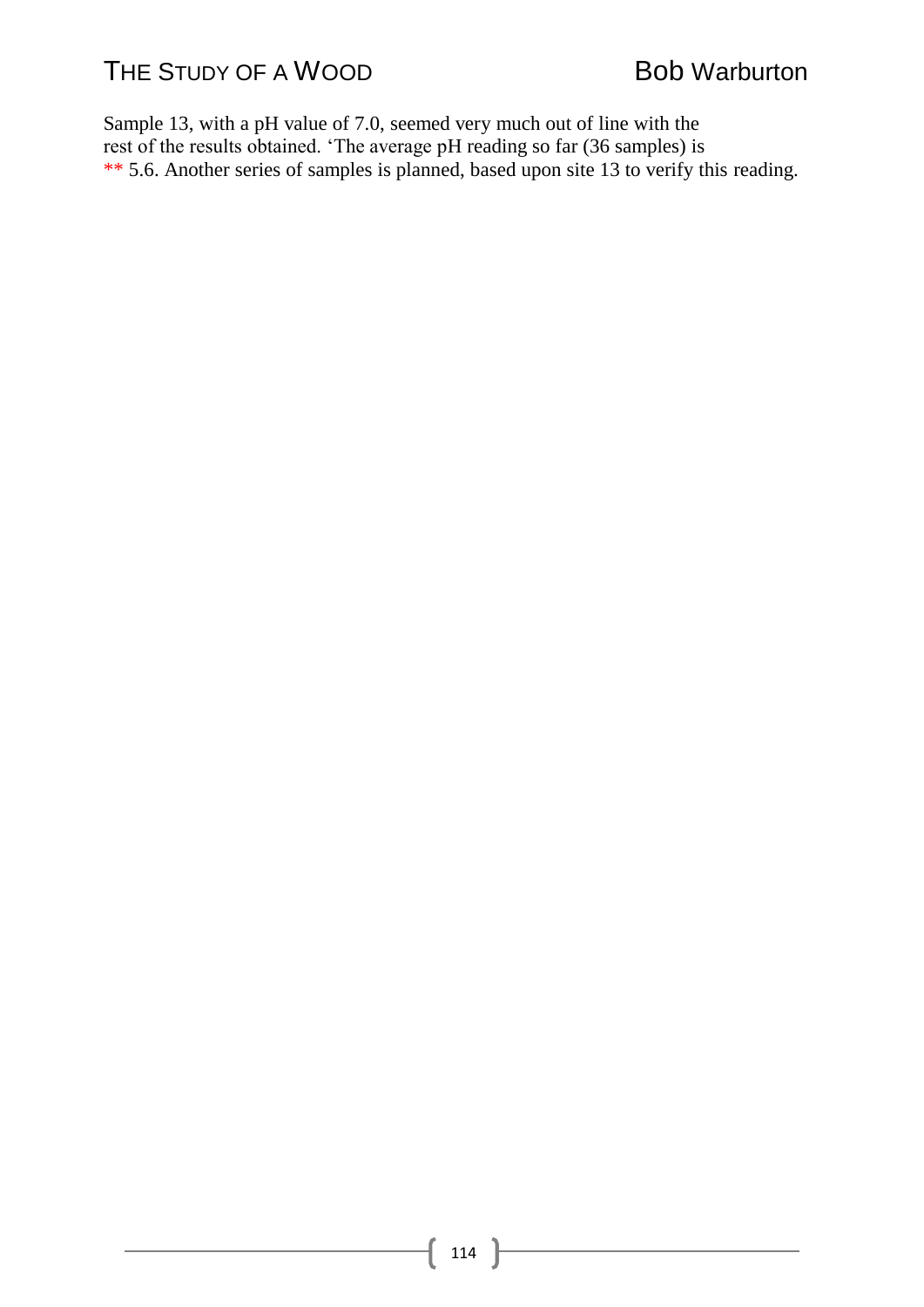Sample 13, with a pH value of 7.0, seemed very much out of line with the rest of the results obtained. 'The average pH reading so far (36 samples) is ** 5.6. Another series of samples is planned, based upon site 13 to verify this reading.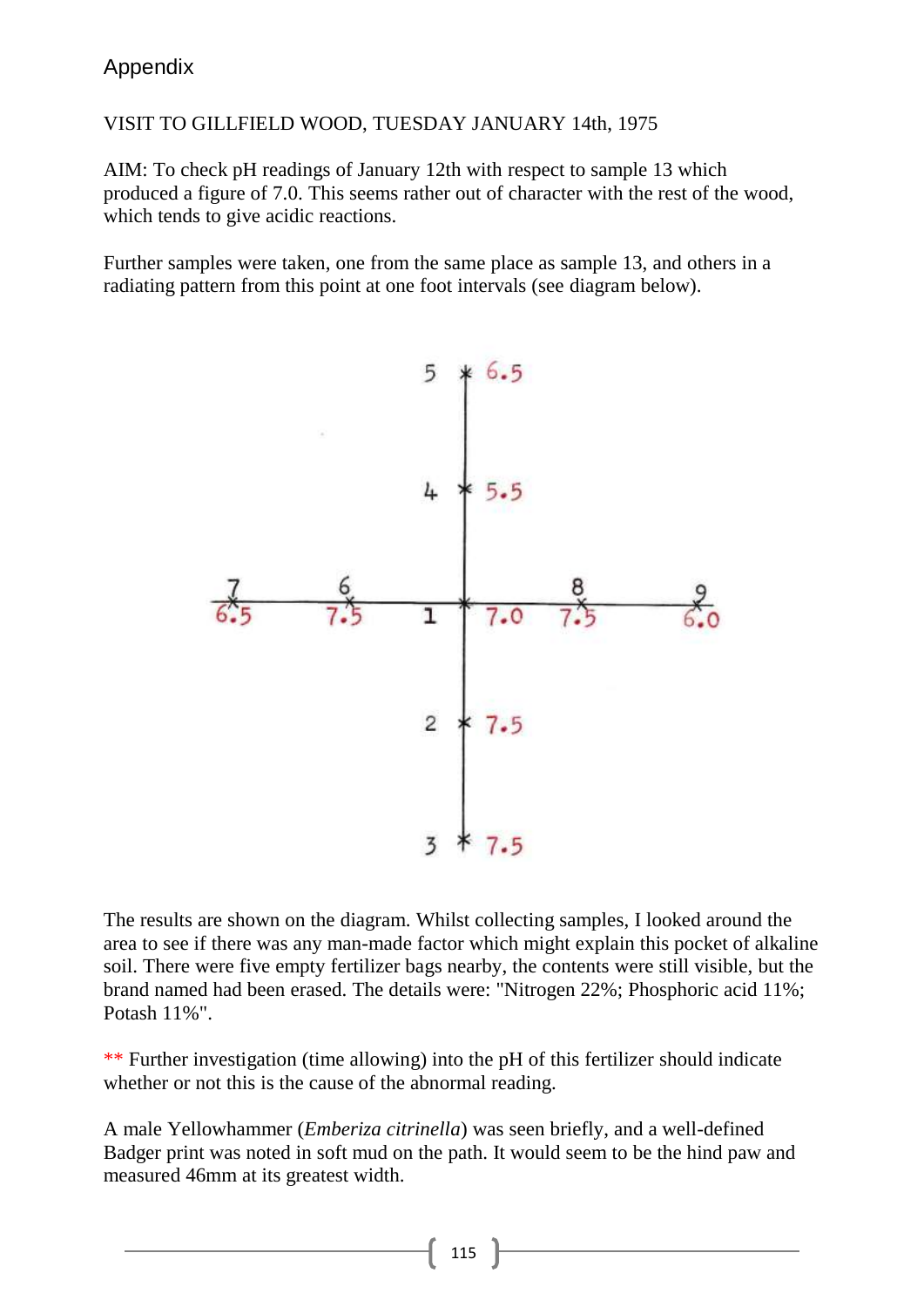# Appendix

VISIT TO GILLFIELD WOOD, TUESDAY JANUARY 14th, 1975

AIM: To check pH readings of January 12th with respect to sample 13 which produced a figure of 7.0. This seems rather out of character with the rest of the wood, which tends to give acidic reactions.

Further samples were taken, one from the same place as sample 13, and others in a radiating pattern from this point at one foot intervals (see diagram below).

The results are shown on the diagram. Whilst collecting samples, I looked around the area to see if there was any man-made factor which might explain this pocket of alkaline soil. There were five empty fertilizer bags nearby, the contents were still visible, but the brand named had been erased. The details were: "Nitrogen 22%; Phosphoric acid 11%; Potash 11%".

** Further investigation (time allowing) into the pH of this fertilizer should indicate whether or not this is the cause of the abnormal reading.

A male Yellowhammer (*Emberiza citrinella*) was seen briefly, and a well-defined Badger print was noted in soft mud on the path. It would seem to be the hind paw and measured 46mm at its greatest width.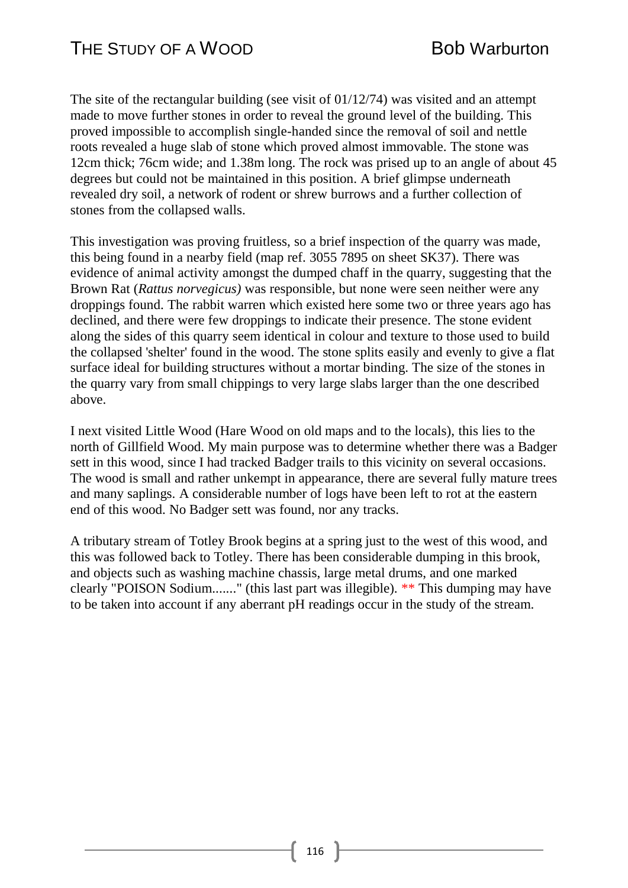The site of the rectangular building (see visit of 01/12/74) was visited and an attempt made to move further stones in order to reveal the ground level of the building. This proved impossible to accomplish single-handed since the removal of soil and nettle roots revealed a huge slab of stone which proved almost immovable. The stone was 12cm thick; 76cm wide; and 1.38m long. The rock was prised up to an angle of about 45 degrees but could not be maintained in this position. A brief glimpse underneath revealed dry soil, a network of rodent or shrew burrows and a further collection of stones from the collapsed walls.

This investigation was proving fruitless, so a brief inspection of the quarry was made, this being found in a nearby field (map ref. 3055 7895 on sheet SK37). There was evidence of animal activity amongst the dumped chaff in the quarry, suggesting that the Brown Rat (*Rattus norvegicus)* was responsible, but none were seen neither were any droppings found. The rabbit warren which existed here some two or three years ago has declined, and there were few droppings to indicate their presence. The stone evident along the sides of this quarry seem identical in colour and texture to those used to build the collapsed 'shelter' found in the wood. The stone splits easily and evenly to give a flat surface ideal for building structures without a mortar binding. The size of the stones in the quarry vary from small chippings to very large slabs larger than the one described above.

I next visited Little Wood (Hare Wood on old maps and to the locals), this lies to the north of Gillfield Wood. My main purpose was to determine whether there was a Badger sett in this wood, since I had tracked Badger trails to this vicinity on several occasions. The wood is small and rather unkempt in appearance, there are several fully mature trees and many saplings. A considerable number of logs have been left to rot at the eastern end of this wood. No Badger sett was found, nor any tracks.

A tributary stream of Totley Brook begins at a spring just to the west of this wood, and this was followed back to Totley. There has been considerable dumping in this brook, and objects such as washing machine chassis, large metal drums, and one marked clearly "POISON Sodium......." (this last part was illegible). ** This dumping may have to be taken into account if any aberrant pH readings occur in the study of the stream.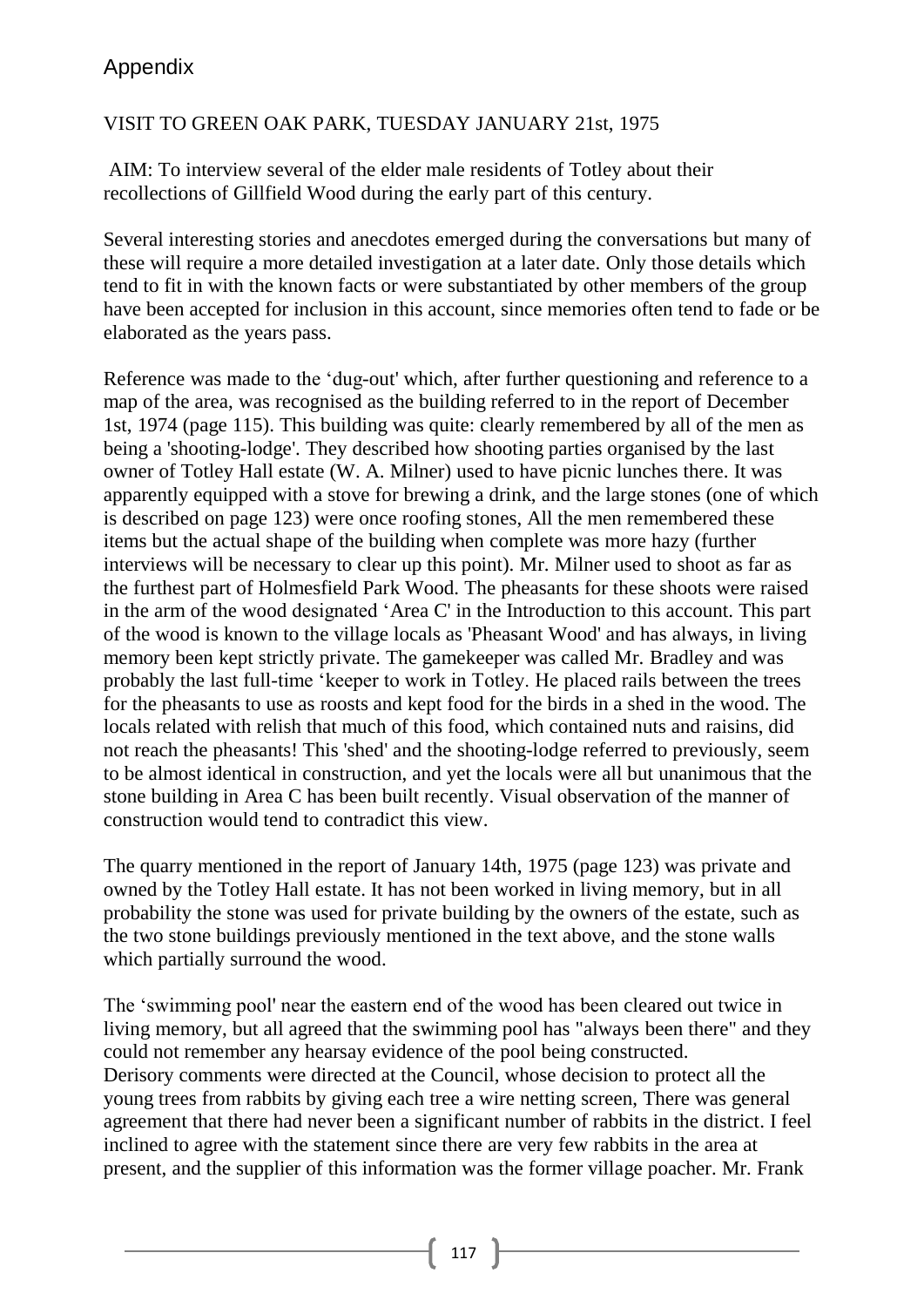## Appendix

VISIT TO GREEN OAK PARK, TUESDAY JANUARY 21st, 1975

AIM: To interview several of the elder male residents of Totley about their recollections of Gillfield Wood during the early part of this century.

Several interesting stories and anecdotes emerged during the conversations but many of these will require a more detailed investigation at a later date. Only those details which tend to fit in with the known facts or were substantiated by other members of the group have been accepted for inclusion in this account, since memories often tend to fade or be elaborated as the years pass.

Reference was made to the 'dug-out' which, after further questioning and reference to a map of the area, was recognised as the building referred to in the report of December 1st, 1974 (page 115). This building was quite: clearly remembered by all of the men as being a 'shooting-lodge'. They described how shooting parties organised by the last owner of Totley Hall estate (W. A. Milner) used to have picnic lunches there. It was apparently equipped with a stove for brewing a drink, and the large stones (one of which is described on page 123) were once roofing stones, All the men remembered these items but the actual shape of the building when complete was more hazy (further interviews will be necessary to clear up this point). Mr. Milner used to shoot as far as the furthest part of Holmesfield Park Wood. The pheasants for these shoots were raised in the arm of the wood designated 'Area C' in the Introduction to this account. This part of the wood is known to the village locals as 'Pheasant Wood' and has always, in living memory been kept strictly private. The gamekeeper was called Mr. Bradley and was probably the last full-time 'keeper to work in Totley. He placed rails between the trees for the pheasants to use as roosts and kept food for the birds in a shed in the wood. The locals related with relish that much of this food, which contained nuts and raisins, did not reach the pheasants! This 'shed' and the shooting-lodge referred to previously, seem to be almost identical in construction, and yet the locals were all but unanimous that the stone building in Area C has been built recently. Visual observation of the manner of construction would tend to contradict this view.

The quarry mentioned in the report of January 14th, 1975 (page 123) was private and owned by the Totley Hall estate. It has not been worked in living memory, but in all probability the stone was used for private building by the owners of the estate, such as the two stone buildings previously mentioned in the text above, and the stone walls which partially surround the wood.

The 'swimming pool' near the eastern end of the wood has been cleared out twice in living memory, but all agreed that the swimming pool has "always been there" and they could not remember any hearsay evidence of the pool being constructed.
Derisory comments were directed at the Council, whose decision to protect all the young trees from rabbits by giving each tree a wire netting screen, There was general agreement that there had never been a significant number of rabbits in the district. I feel inclined to agree with the statement since there are very few rabbits in the area at present, and the supplier of this information was the former village poacher. Mr. Frank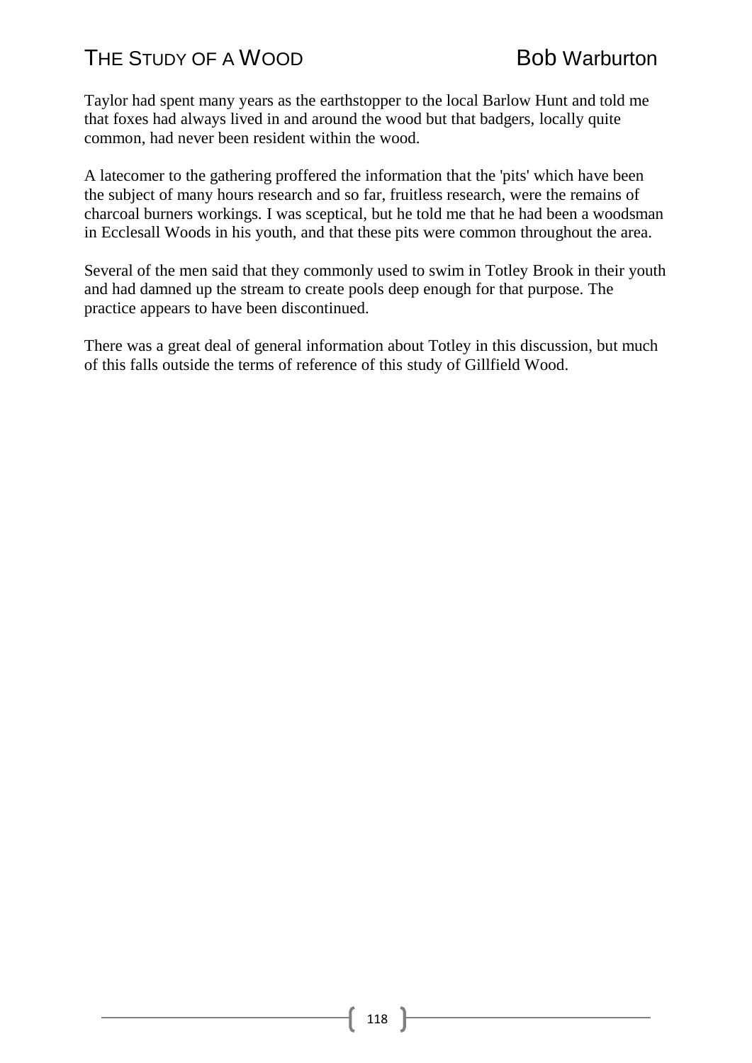Taylor had spent many years as the earthstopper to the local Barlow Hunt and told me that foxes had always lived in and around the wood but that badgers, locally quite common, had never been resident within the wood.

A latecomer to the gathering proffered the information that the 'pits' which have been the subject of many hours research and so far, fruitless research, were the remains of charcoal burners workings. I was sceptical, but he told me that he had been a woodsman in Ecclesall Woods in his youth, and that these pits were common throughout the area.

Several of the men said that they commonly used to swim in Totley Brook in their youth and had damned up the stream to create pools deep enough for that purpose. The practice appears to have been discontinued.

There was a great deal of general information about Totley in this discussion, but much of this falls outside the terms of reference of this study of Gillfield Wood.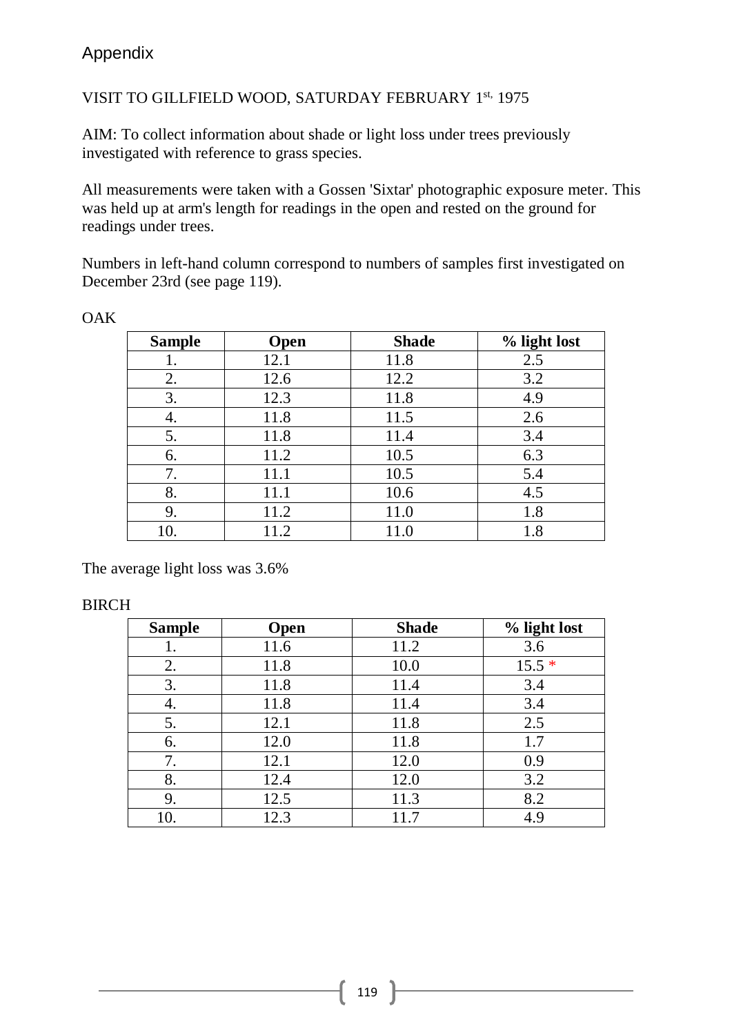# Appendix

VISIT TO GILLFIELD WOOD, SATURDAY FEBRUARY 1st, 1975

AIM: To collect information about shade or light loss under trees previously investigated with reference to grass species.

All measurements were taken with a Gossen 'Sixtar' photographic exposure meter. This was held up at arm's length for readings in the open and rested on the ground for readings under trees.

Numbers in left-hand column correspond to numbers of samples first investigated on December 23rd (see page 119).

OAK

| Sample | Open | Shade | % light lost |
|---|---|---|---|
| 1. | 12.1 | 11.8 | 2.5 |
| 2. | 12.6 | 12.2 | 3.2 |
| 3. | 12.3 | 11.8 | 4.9 |
| 4. | 11.8 | 11.5 | 2.6 |
| 5. | 11.8 | 11.4 | 3.4 |
| 6. | 11.2 | 10.5 | 6.3 |
| 7. | 11.1 | 10.5 | 5.4 |
| 8. | 11.1 | 10.6 | 4.5 |
| 9. | 11.2 | 11.0 | 1.8 |
| 10. | 11.2 | 11.0 | 1.8 |

The average light loss was 3.6%

BIRCH

| Sample | Open | Shade | % light lost |
|---|---|---|---|
| 1. | 11.6 | 11.2 | 3.6 |
| 2. | 11.8 | 10.0 | 15.5 * |
| 3. | 11.8 | 11.4 | 3.4 |
| 4. | 11.8 | 11.4 | 3.4 |
| 5. | 12.1 | 11.8 | 2.5 |
| 6. | 12.0 | 11.8 | 1.7 |
| 7. | 12.1 | 12.0 | 0.9 |
| 8. | 12.4 | 12.0 | 3.2 |
| 9. | 12.5 | 11.3 | 8.2 |
| 10. | 12.3 | 11.7 | 4.9 |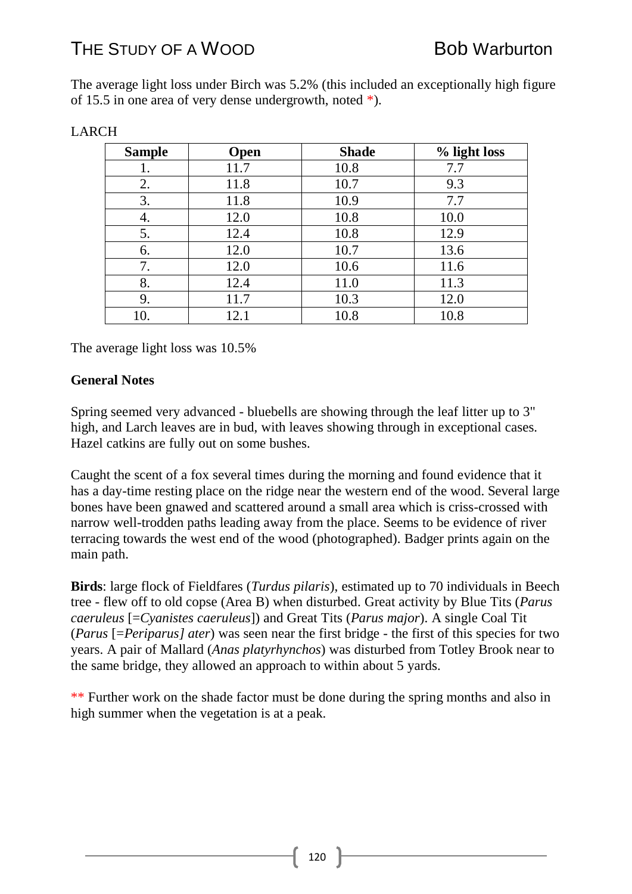The average light loss under Birch was 5.2% (this included an exceptionally high figure of 15.5 in one area of very dense undergrowth, noted *).

LARCH

| Sample | Open | Shade | % light loss |
|---|---|---|---|
| 1. | 11.7 | 10.8 | 7.7 |
| 2. | 11.8 | 10.7 | 9.3 |
| 3. | 11.8 | 10.9 | 7.7 |
| 4. | 12.0 | 10.8 | 10.0 |
| 5. | 12.4 | 10.8 | 12.9 |
| 6. | 12.0 | 10.7 | 13.6 |
| 7. | 12.0 | 10.6 | 11.6 |
| 8. | 12.4 | 11.0 | 11.3 |
| 9. | 11.7 | 10.3 | 12.0 |
| 10. | 12.1 | 10.8 | 10.8 |

The average light loss was 10.5%

**General Notes**

Spring seemed very advanced - bluebells are showing through the leaf litter up to 3" high, and Larch leaves are in bud, with leaves showing through in exceptional cases. Hazel catkins are fully out on some bushes.

Caught the scent of a fox several times during the morning and found evidence that it has a day-time resting place on the ridge near the western end of the wood. Several large bones have been gnawed and scattered around a small area which is criss-crossed with narrow well-trodden paths leading away from the place. Seems to be evidence of river terracing towards the west end of the wood (photographed). Badger prints again on the main path.

**Birds**: large flock of Fieldfares (*Turdus pilaris*), estimated up to 70 individuals in Beech tree - flew off to old copse (Area B) when disturbed. Great activity by Blue Tits (*Parus caeruleus* [=*Cyanistes caeruleus*]) and Great Tits (*Parus major*). A single Coal Tit (*Parus* [=*Periparus] ater*) was seen near the first bridge - the first of this species for two years. A pair of Mallard (*Anas platyrhynchos*) was disturbed from Totley Brook near to the same bridge, they allowed an approach to within about 5 yards.

** Further work on the shade factor must be done during the spring months and also in high summer when the vegetation is at a peak.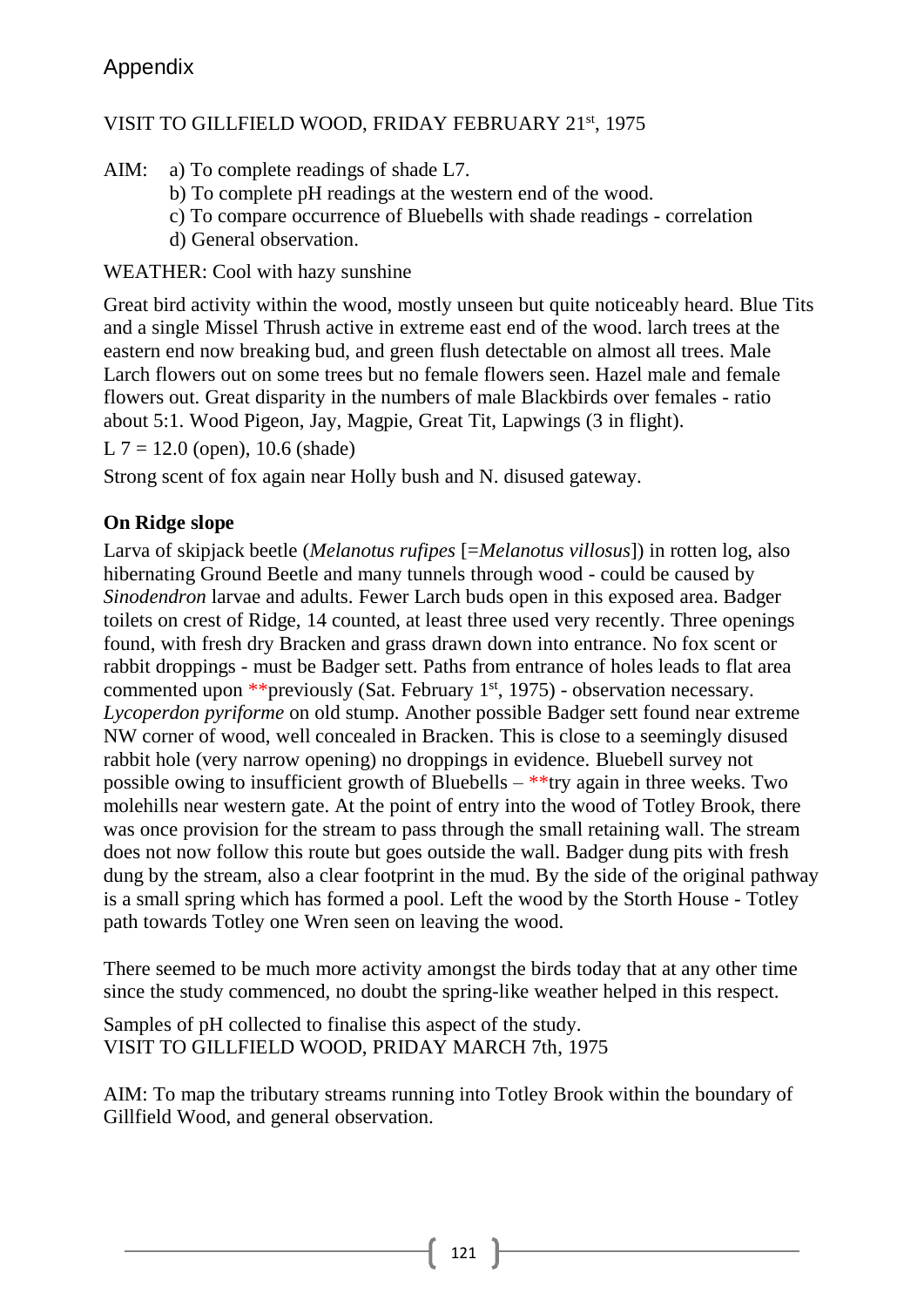# Appendix

VISIT TO GILLFIELD WOOD, FRIDAY FEBRUARY 21st, 1975

AIM: a) To complete readings of shade L7.
b) To complete pH readings at the western end of the wood.
c) To compare occurrence of Bluebells with shade readings - correlation
d) General observation.

WEATHER: Cool with hazy sunshine

Great bird activity within the wood, mostly unseen but quite noticeably heard. Blue Tits and a single Missel Thrush active in extreme east end of the wood. larch trees at the eastern end now breaking bud, and green flush detectable on almost all trees. Male Larch flowers out on some trees but no female flowers seen. Hazel male and female flowers out. Great disparity in the numbers of male Blackbirds over females - ratio about 5:1. Wood Pigeon, Jay, Magpie, Great Tit, Lapwings (3 in flight).

L 7 = 12.0 (open), 10.6 (shade)

Strong scent of fox again near Holly bush and N. disused gateway.

**On Ridge slope**

Larva of skipjack beetle (*Melanotus rufipes* [=*Melanotus villosus*]) in rotten log, also hibernating Ground Beetle and many tunnels through wood - could be caused by *Sinodendron* larvae and adults. Fewer Larch buds open in this exposed area. Badger toilets on crest of Ridge, 14 counted, at least three used very recently. Three openings found, with fresh dry Bracken and grass drawn down into entrance. No fox scent or rabbit droppings - must be Badger sett. Paths from entrance of holes leads to flat area commented upon **previously (Sat. February 1st, 1975) - observation necessary. *Lycoperdon pyriforme* on old stump. Another possible Badger sett found near extreme NW corner of wood, well concealed in Bracken. This is close to a seemingly disused rabbit hole (very narrow opening) no droppings in evidence. Bluebell survey not possible owing to insufficient growth of Bluebells – **try again in three weeks. Two molehills near western gate. At the point of entry into the wood of Totley Brook, there was once provision for the stream to pass through the small retaining wall. The stream does not now follow this route but goes outside the wall. Badger dung pits with fresh dung by the stream, also a clear footprint in the mud. By the side of the original pathway is a small spring which has formed a pool. Left the wood by the Storth House - Totley path towards Totley one Wren seen on leaving the wood.

There seemed to be much more activity amongst the birds today that at any other time since the study commenced, no doubt the spring-like weather helped in this respect.

Samples of pH collected to finalise this aspect of the study.

VISIT TO GILLFIELD WOOD, PRIDAY MARCH 7th, 1975

AIM: To map the tributary streams running into Totley Brook within the boundary of Gillfield Wood, and general observation.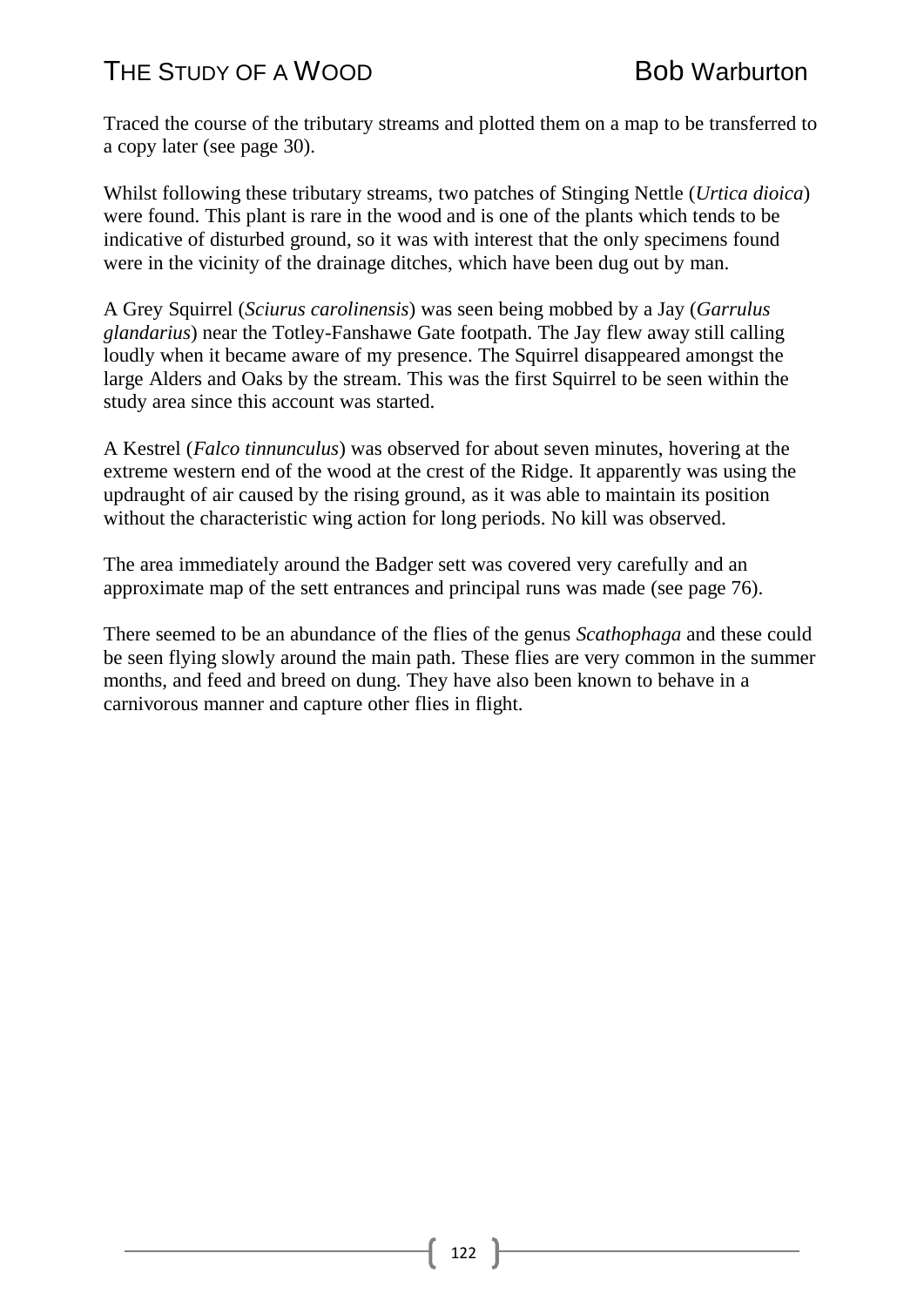Traced the course of the tributary streams and plotted them on a map to be transferred to a copy later (see page 30).

Whilst following these tributary streams, two patches of Stinging Nettle (*Urtica dioica*) were found. This plant is rare in the wood and is one of the plants which tends to be indicative of disturbed ground, so it was with interest that the only specimens found were in the vicinity of the drainage ditches, which have been dug out by man.

A Grey Squirrel (*Sciurus carolinensis*) was seen being mobbed by a Jay (*Garrulus glandarius*) near the Totley-Fanshawe Gate footpath. The Jay flew away still calling loudly when it became aware of my presence. The Squirrel disappeared amongst the large Alders and Oaks by the stream. This was the first Squirrel to be seen within the study area since this account was started.

A Kestrel (*Falco tinnunculus*) was observed for about seven minutes, hovering at the extreme western end of the wood at the crest of the Ridge. It apparently was using the updraught of air caused by the rising ground, as it was able to maintain its position without the characteristic wing action for long periods. No kill was observed.

The area immediately around the Badger sett was covered very carefully and an approximate map of the sett entrances and principal runs was made (see page 76).

There seemed to be an abundance of the flies of the genus *Scathophaga* and these could be seen flying slowly around the main path. These flies are very common in the summer months, and feed and breed on dung. They have also been known to behave in a carnivorous manner and capture other flies in flight.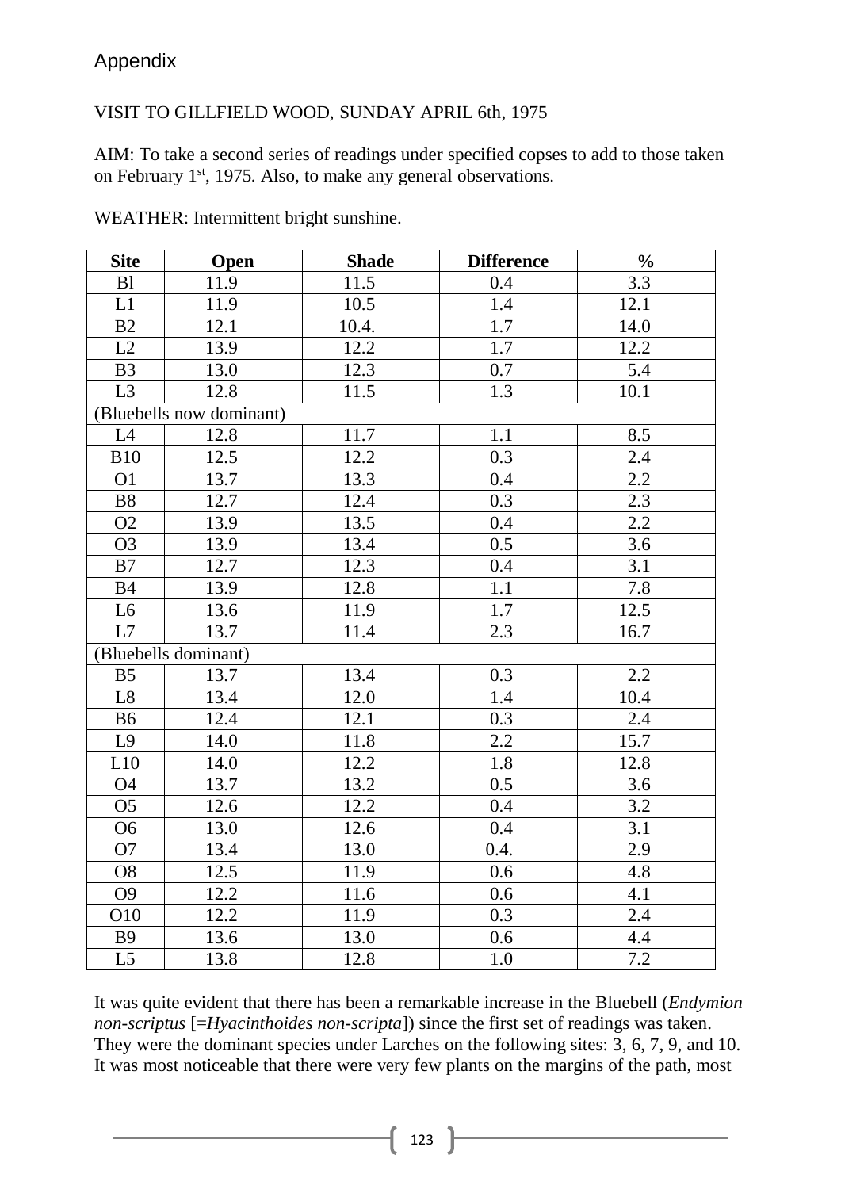Appendix

VISIT TO GILLFIELD WOOD, SUNDAY APRIL 6th, 1975

AIM: To take a second series of readings under specified copses to add to those taken on February 1st, 1975. Also, to make any general observations.

WEATHER: Intermittent bright sunshine.

| Site | Open | Shade | Difference | % |
|---|---|---|---|---|
| Bl | 11.9 | 11.5 | 0.4 | 3.3 |
| L1 | 11.9 | 10.5 | 1.4 | 12.1 |
| B2 | 12.1 | 10.4. | 1.7 | 14.0 |
| L2 | 13.9 | 12.2 | 1.7 | 12.2 |
| B3 | 13.0 | 12.3 | 0.7 | 5.4 |
| L3 | 12.8 | 11.5 | 1.3 | 10.1 |
| (Bluebells now dominant) | | | | |
| L4 | 12.8 | 11.7 | 1.1 | 8.5 |
| B10 | 12.5 | 12.2 | 0.3 | 2.4 |
| O1 | 13.7 | 13.3 | 0.4 | 2.2 |
| B8 | 12.7 | 12.4 | 0.3 | 2.3 |
| O2 | 13.9 | 13.5 | 0.4 | 2.2 |
| O3 | 13.9 | 13.4 | 0.5 | 3.6 |
| B7 | 12.7 | 12.3 | 0.4 | 3.1 |
| B4 | 13.9 | 12.8 | 1.1 | 7.8 |
| L6 | 13.6 | 11.9 | 1.7 | 12.5 |
| L7 | 13.7 | 11.4 | 2.3 | 16.7 |
| (Bluebells dominant) | | | | |
| B5 | 13.7 | 13.4 | 0.3 | 2.2 |
| L8 | 13.4 | 12.0 | 1.4 | 10.4 |
| B6 | 12.4 | 12.1 | 0.3 | 2.4 |
| L9 | 14.0 | 11.8 | 2.2 | 15.7 |
| L10 | 14.0 | 12.2 | 1.8 | 12.8 |
| O4 | 13.7 | 13.2 | 0.5 | 3.6 |
| O5 | 12.6 | 12.2 | 0.4 | 3.2 |
| O6 | 13.0 | 12.6 | 0.4 | 3.1 |
| O7 | 13.4 | 13.0 | 0.4. | 2.9 |
| O8 | 12.5 | 11.9 | 0.6 | 4.8 |
| O9 | 12.2 | 11.6 | 0.6 | 4.1 |
| O10 | 12.2 | 11.9 | 0.3 | 2.4 |
| B9 | 13.6 | 13.0 | 0.6 | 4.4 |
| L5 | 13.8 | 12.8 | 1.0 | 7.2 |

It was quite evident that there has been a remarkable increase in the Bluebell (*Endymion non-scriptus* [=*Hyacinthoides non-scripta*]) since the first set of readings was taken. They were the dominant species under Larches on the following sites: 3, 6, 7, 9, and 10. It was most noticeable that there were very few plants on the margins of the path, most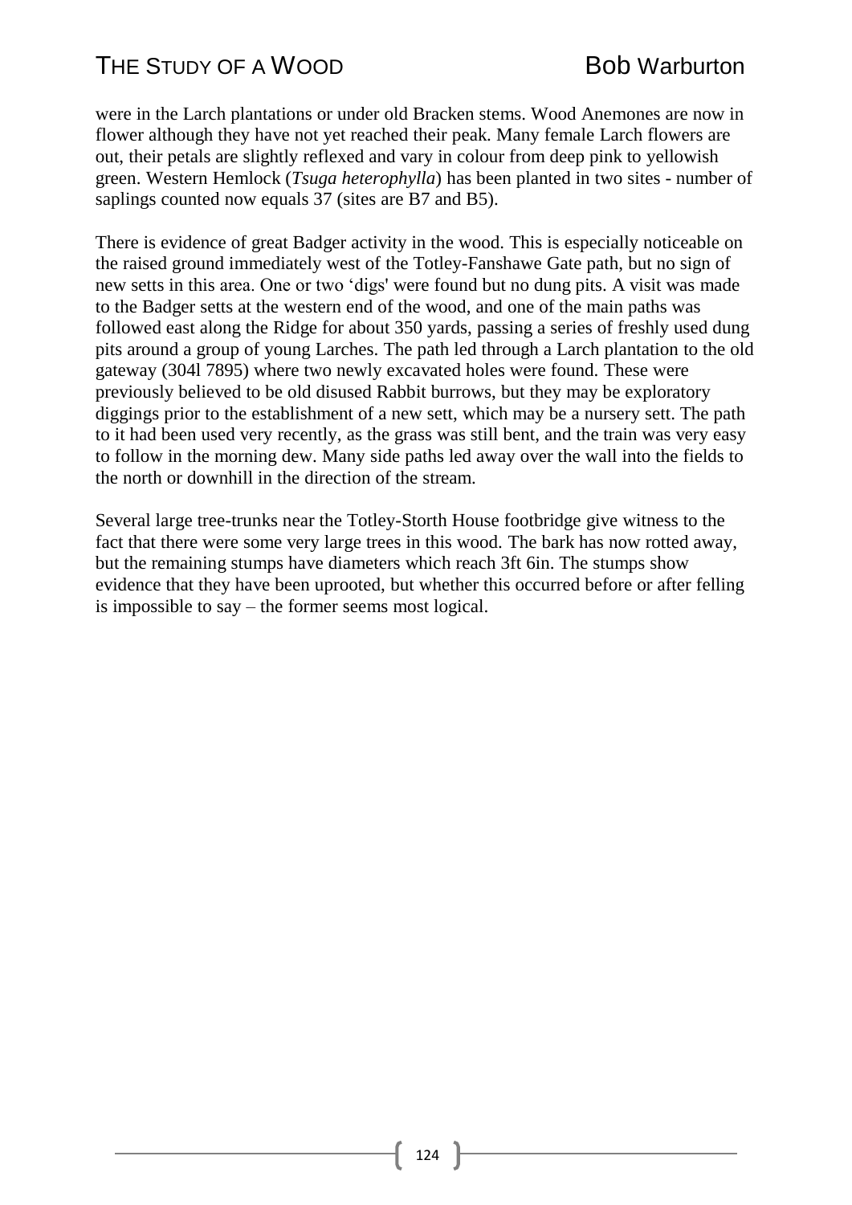were in the Larch plantations or under old Bracken stems. Wood Anemones are now in flower although they have not yet reached their peak. Many female Larch flowers are out, their petals are slightly reflexed and vary in colour from deep pink to yellowish green. Western Hemlock (*Tsuga heterophylla*) has been planted in two sites - number of saplings counted now equals 37 (sites are B7 and B5).

There is evidence of great Badger activity in the wood. This is especially noticeable on the raised ground immediately west of the Totley-Fanshawe Gate path, but no sign of new setts in this area. One or two 'digs' were found but no dung pits. A visit was made to the Badger setts at the western end of the wood, and one of the main paths was followed east along the Ridge for about 350 yards, passing a series of freshly used dung pits around a group of young Larches. The path led through a Larch plantation to the old gateway (304l 7895) where two newly excavated holes were found. These were previously believed to be old disused Rabbit burrows, but they may be exploratory diggings prior to the establishment of a new sett, which may be a nursery sett. The path to it had been used very recently, as the grass was still bent, and the train was very easy to follow in the morning dew. Many side paths led away over the wall into the fields to the north or downhill in the direction of the stream.

Several large tree-trunks near the Totley-Storth House footbridge give witness to the fact that there were some very large trees in this wood. The bark has now rotted away, but the remaining stumps have diameters which reach 3ft 6in. The stumps show evidence that they have been uprooted, but whether this occurred before or after felling is impossible to say – the former seems most logical.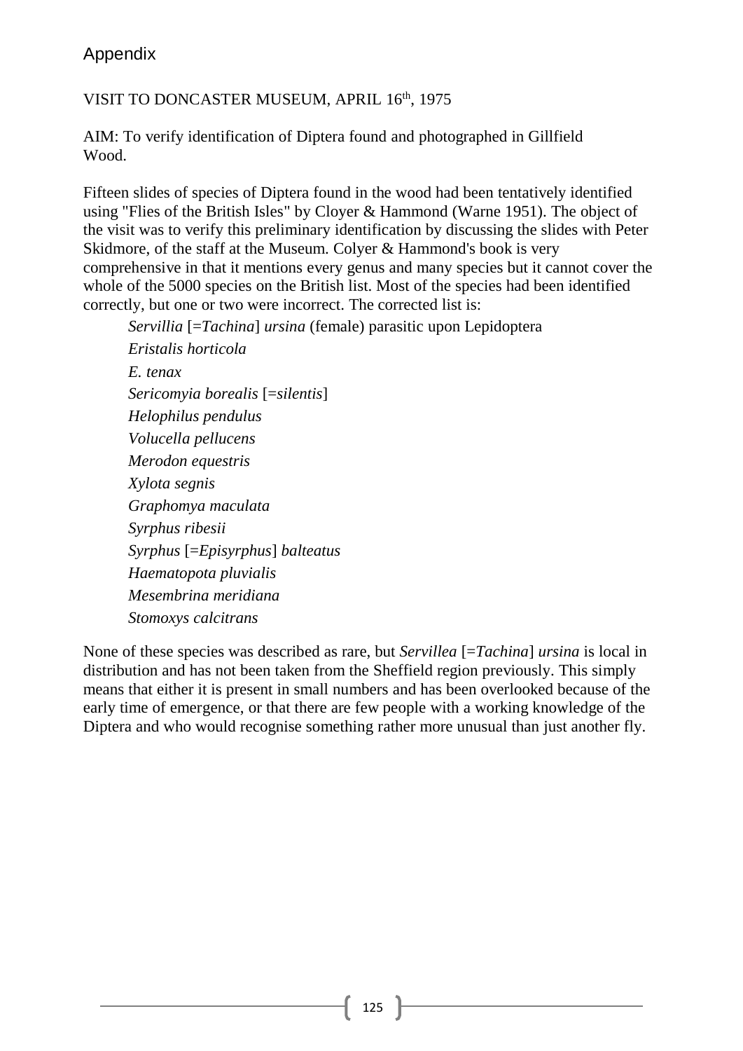# Appendix

VISIT TO DONCASTER MUSEUM, APRIL 16th, 1975

AIM: To verify identification of Diptera found and photographed in Gillfield Wood.

Fifteen slides of species of Diptera found in the wood had been tentatively identified using "Flies of the British Isles" by Cloyer & Hammond (Warne 1951). The object of the visit was to verify this preliminary identification by discussing the slides with Peter Skidmore, of the staff at the Museum. Colyer & Hammond's book is very comprehensive in that it mentions every genus and many species but it cannot cover the whole of the 5000 species on the British list. Most of the species had been identified correctly, but one or two were incorrect. The corrected list is:

*Servillia* [=*Tachina*] *ursina* (female) parasitic upon Lepidoptera
*Eristalis horticola*
*E. tenax*
*Sericomyia borealis* [=*silentis*]
*Helophilus pendulus*
*Volucella pellucens*
*Merodon equestris*
*Xylota segnis*
*Graphomya maculata*
*Syrphus ribesii*
*Syrphus* [=*Episyrphus*] *balteatus*
*Haematopota pluvialis*
*Mesembrina meridiana*
*Stomoxys calcitrans*

None of these species was described as rare, but *Servillea* [=*Tachina*] *ursina* is local in distribution and has not been taken from the Sheffield region previously. This simply means that either it is present in small numbers and has been overlooked because of the early time of emergence, or that there are few people with a working knowledge of the Diptera and who would recognise something rather more unusual than just another fly.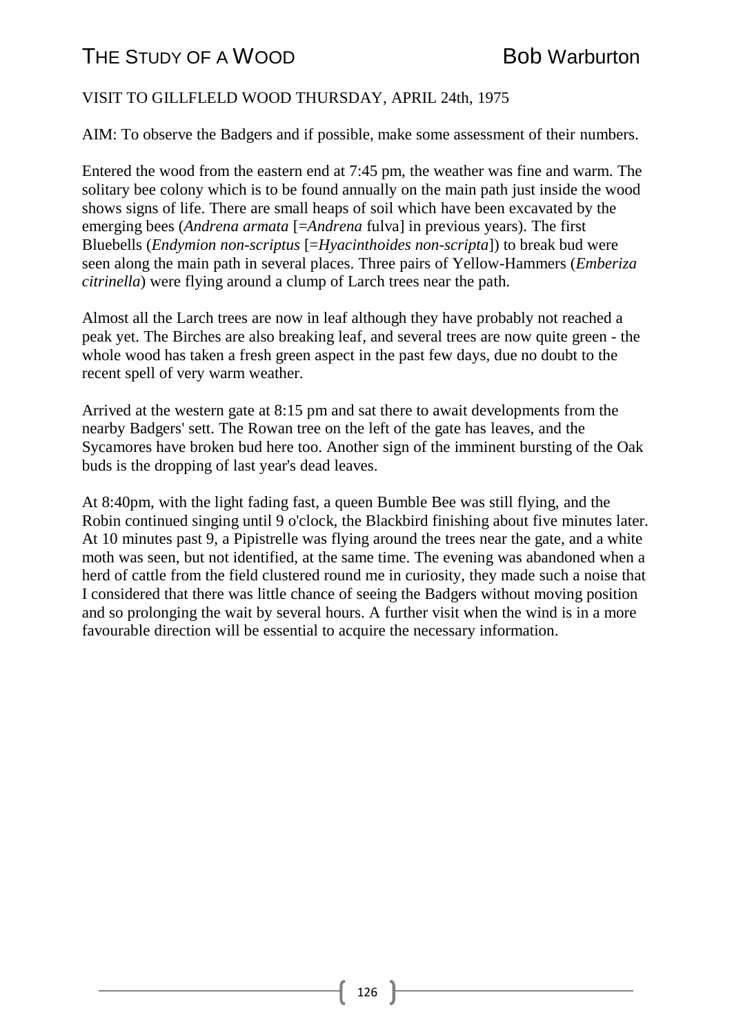VISIT TO GILLFLELD WOOD THURSDAY, APRIL 24th, 1975

AIM: To observe the Badgers and if possible, make some assessment of their numbers.

Entered the wood from the eastern end at 7:45 pm, the weather was fine and warm. The solitary bee colony which is to be found annually on the main path just inside the wood shows signs of life. There are small heaps of soil which have been excavated by the emerging bees (*Andrena armata* [=*Andrena* fulva] in previous years). The first Bluebells (*Endymion non-scriptus* [=*Hyacinthoides non-scripta*]) to break bud were seen along the main path in several places. Three pairs of Yellow-Hammers (*Emberiza citrinella*) were flying around a clump of Larch trees near the path.

Almost all the Larch trees are now in leaf although they have probably not reached a peak yet. The Birches are also breaking leaf, and several trees are now quite green - the whole wood has taken a fresh green aspect in the past few days, due no doubt to the recent spell of very warm weather.

Arrived at the western gate at 8:15 pm and sat there to await developments from the nearby Badgers' sett. The Rowan tree on the left of the gate has leaves, and the Sycamores have broken bud here too. Another sign of the imminent bursting of the Oak buds is the dropping of last year's dead leaves.

At 8:40pm, with the light fading fast, a queen Bumble Bee was still flying, and the Robin continued singing until 9 o'clock, the Blackbird finishing about five minutes later. At 10 minutes past 9, a Pipistrelle was flying around the trees near the gate, and a white moth was seen, but not identified, at the same time. The evening was abandoned when a herd of cattle from the field clustered round me in curiosity, they made such a noise that I considered that there was little chance of seeing the Badgers without moving position and so prolonging the wait by several hours. A further visit when the wind is in a more favourable direction will be essential to acquire the necessary information.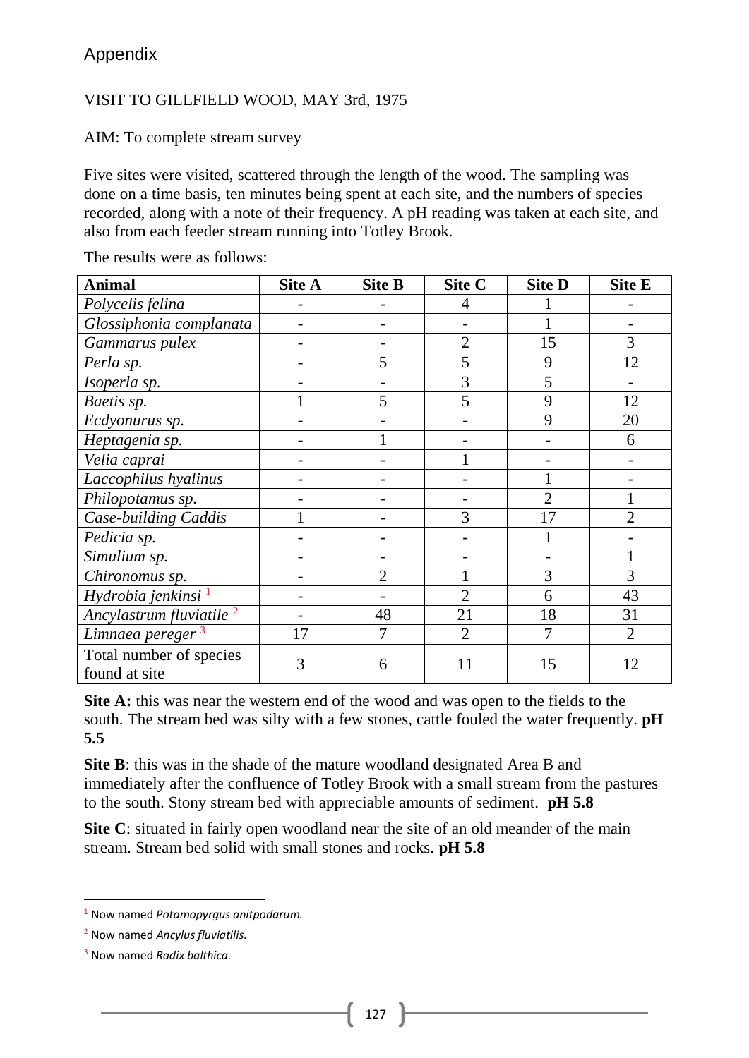## Appendix

VISIT TO GILLFIELD WOOD, MAY 3rd, 1975

AIM: To complete stream survey

Five sites were visited, scattered through the length of the wood. The sampling was done on a time basis, ten minutes being spent at each site, and the numbers of species recorded, along with a note of their frequency. A pH reading was taken at each site, and also from each feeder stream running into Totley Brook.

The results were as follows:

| Animal | Site A | Site B | Site C | Site D | Site E |
|---|---|---|---|---|---|
| *Polycelis felina* | - | - | 4 | 1 | - |
| *Glossiphonia complanata* | - | - | - | 1 | - |
| *Gammarus pulex* | - | - | 2 | 15 | 3 |
| *Perla sp.* | - | 5 | 5 | 9 | 12 |
| *Isoperla sp.* | - | - | 3 | 5 | - |
| *Baetis sp.* | 1 | 5 | 5 | 9 | 12 |
| *Ecdyonurus sp.* | - | - | - | 9 | 20 |
| *Heptagenia sp.* | - | 1 | - | - | 6 |
| *Velia caprai* | - | - | 1 | - | - |
| *Laccophilus hyalinus* | - | - | - | 1 | - |
| *Philopotamus sp.* | - | - | - | 2 | 1 |
| Case-building Caddis | 1 | - | 3 | 17 | 2 |
| *Pedicia sp.* | - | - | - | 1 | - |
| *Simulium sp.* | - | - | - | - | 1 |
| *Chironomus sp.* | - | 2 | 1 | 3 | 3 |
| *Hydrobia jenkinsi* [1] | - | - | 2 | 6 | 43 |
| *Ancylastrum fluviatile* [2] | - | 48 | 21 | 18 | 31 |
| *Limnaea pereger* [3] | 17 | 7 | 2 | 7 | 2 |
| Total number of species found at site | 3 | 6 | 11 | 15 | 12 |

**Site A:** this was near the western end of the wood and was open to the fields to the south. The stream bed was silty with a few stones, cattle fouled the water frequently. **pH 5.5**

**Site B**: this was in the shade of the mature woodland designated Area B and immediately after the confluence of Totley Brook with a small stream from the pastures to the south. Stony stream bed with appreciable amounts of sediment. **pH 5.8**

**Site C**: situated in fairly open woodland near the site of an old meander of the main stream. Stream bed solid with small stones and rocks. **pH 5.8**

---

[1] Now named *Potamopyrgus anitpodarum.*

[2] Now named *Ancylus fluviatilis.*

[3] Now named *Radix balthica.*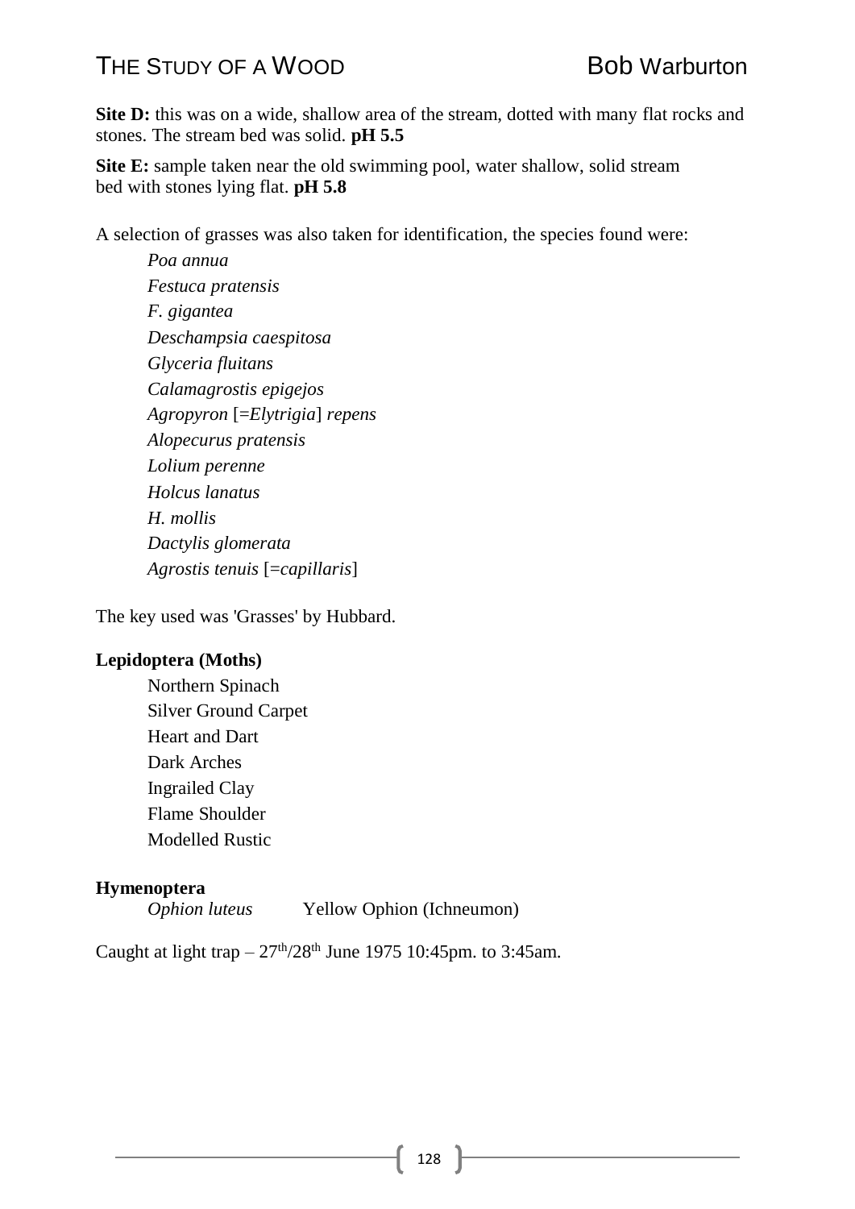**Site D:** this was on a wide, shallow area of the stream, dotted with many flat rocks and stones. The stream bed was solid. **pH 5.5**

**Site E:** sample taken near the old swimming pool, water shallow, solid stream bed with stones lying flat. **pH 5.8**

A selection of grasses was also taken for identification, the species found were:

*Poa annua*
*Festuca pratensis*
*F. gigantea*
*Deschampsia caespitosa*
*Glyceria fluitans*
*Calamagrostis epigejos*
*Agropyron* [=*Elytrigia*] *repens*
*Alopecurus pratensis*
*Lolium perenne*
*Holcus lanatus*
*H. mollis*
*Dactylis glomerata*
*Agrostis tenuis* [=*capillaris*]

The key used was 'Grasses' by Hubbard.

**Lepidoptera (Moths)**

Northern Spinach
Silver Ground Carpet
Heart and Dart
Dark Arches
Ingrailed Clay
Flame Shoulder
Modelled Rustic

**Hymenoptera**

*Ophion luteus* Yellow Ophion (Ichneumon)

Caught at light trap – 27th/28th June 1975 10:45pm. to 3:45am.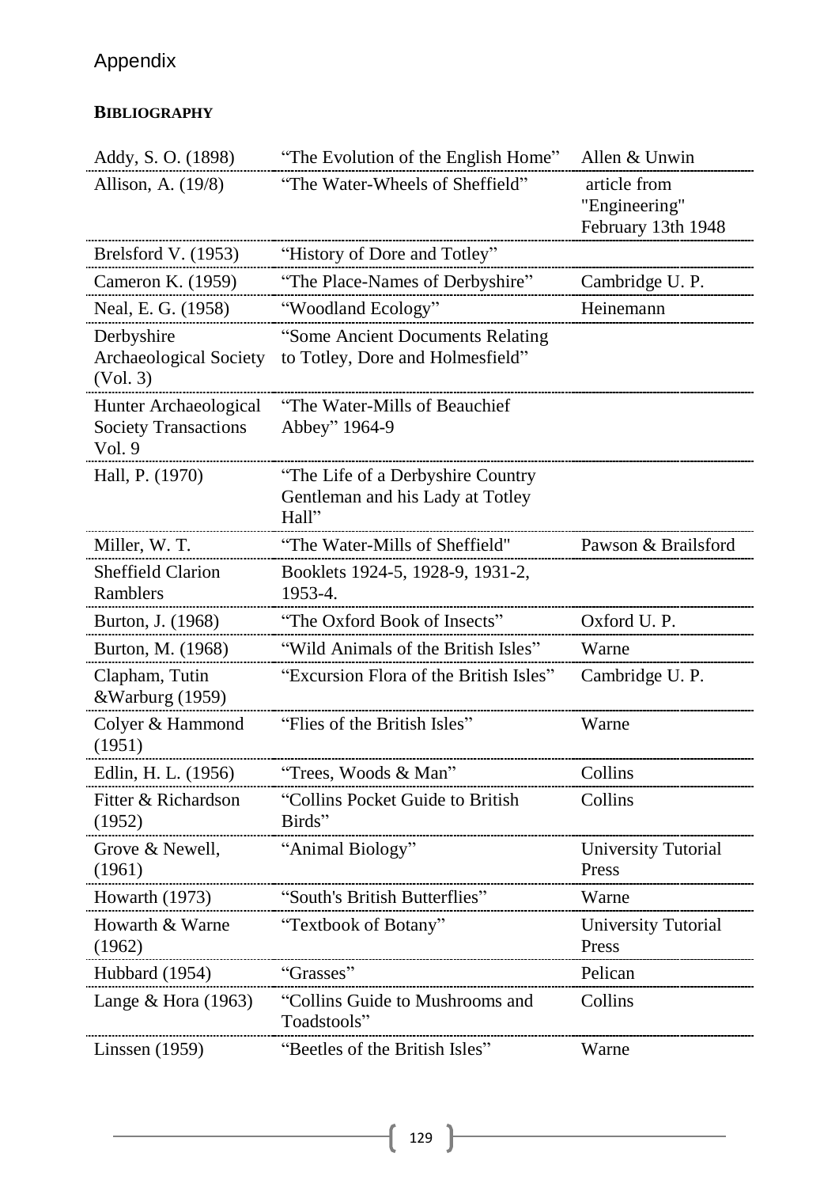# Appendix

**BIBLIOGRAPHY**

| | | |
|---|---|---|
| Addy, S. O. (1898) | "The Evolution of the English Home" | Allen & Unwin |
| Allison, A. (19/8) | "The Water-Wheels of Sheffield" | article from "Engineering" February 13th 1948 |
| Brelsford V. (1953) | "History of Dore and Totley" | |
| Cameron K. (1959) | "The Place-Names of Derbyshire" | Cambridge U. P. |
| Neal, E. G. (1958) | "Woodland Ecology" | Heinemann |
| Derbyshire Archaeological Society (Vol. 3) | "Some Ancient Documents Relating to Totley, Dore and Holmesfield" | |
| Hunter Archaeological Society Transactions Vol. 9 | "The Water-Mills of Beauchief Abbey" 1964-9 | |
| Hall, P. (1970) | "The Life of a Derbyshire Country Gentleman and his Lady at Totley Hall" | |
| Miller, W. T. | "The Water-Mills of Sheffield" | Pawson & Brailsford |
| Sheffield Clarion Ramblers | Booklets 1924-5, 1928-9, 1931-2, 1953-4. | |
| Burton, J. (1968) | "The Oxford Book of Insects" | Oxford U. P. |
| Burton, M. (1968) | "Wild Animals of the British Isles" | Warne |
| Clapham, Tutin &Warburg (1959) | "Excursion Flora of the British Isles" | Cambridge U. P. |
| Colyer & Hammond (1951) | "Flies of the British Isles" | Warne |
| Edlin, H. L. (1956) | "Trees, Woods & Man" | Collins |
| Fitter & Richardson (1952) | "Collins Pocket Guide to British Birds" | Collins |
| Grove & Newell, (1961) | "Animal Biology" | University Tutorial Press |
| Howarth (1973) | "South's British Butterflies" | Warne |
| Howarth & Warne (1962) | "Textbook of Botany" | University Tutorial Press |
| Hubbard (1954) | "Grasses" | Pelican |
| Lange & Hora (1963) | "Collins Guide to Mushrooms and Toadstools" | Collins |
| Linssen (1959) | "Beetles of the British Isles" | Warne |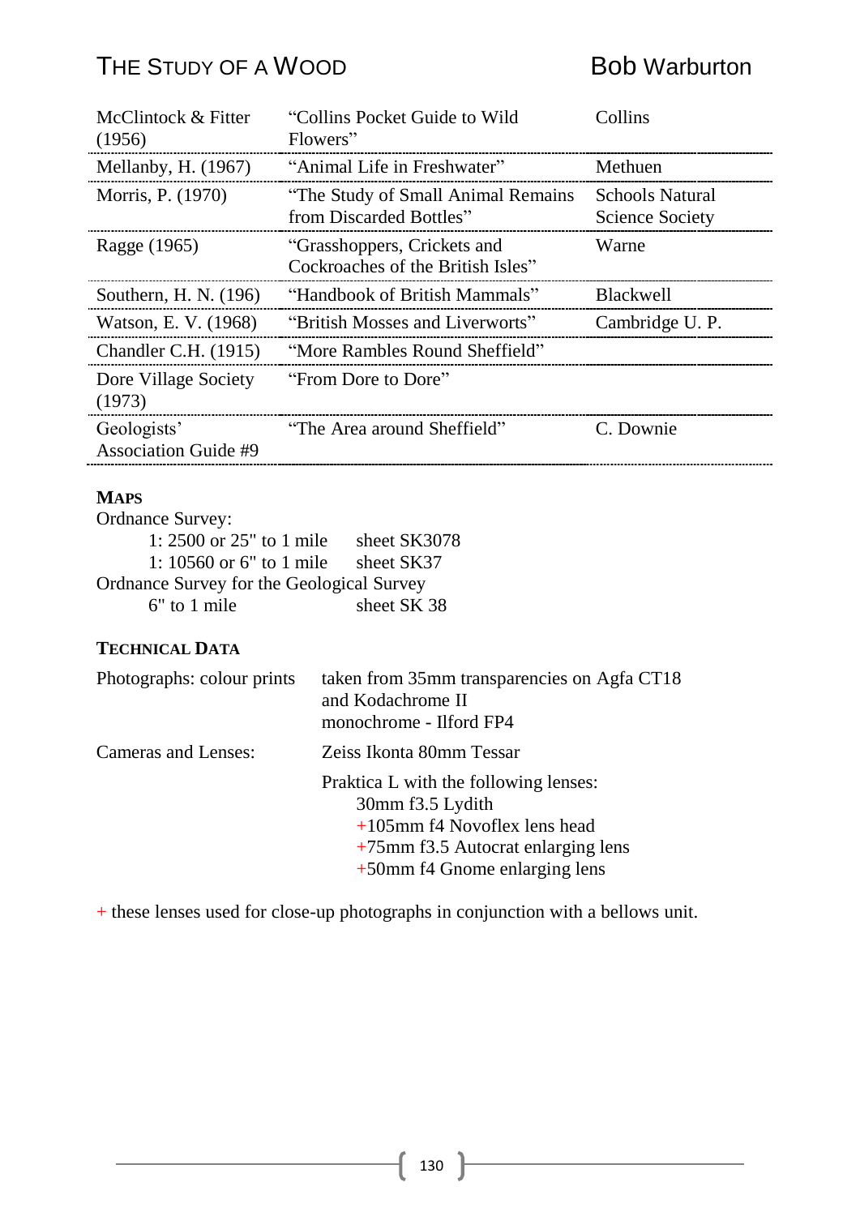| | | |
|---|---|---|
| McClintock & Fitter (1956) | "Collins Pocket Guide to Wild Flowers" | Collins |
| Mellanby, H. (1967) | "Animal Life in Freshwater" | Methuen |
| Morris, P. (1970) | "The Study of Small Animal Remains from Discarded Bottles" | Schools Natural Science Society |
| Ragge (1965) | "Grasshoppers, Crickets and Cockroaches of the British Isles" | Warne |
| Southern, H. N. (196) | "Handbook of British Mammals" | Blackwell |
| Watson, E. V. (1968) | "British Mosses and Liverworts" | Cambridge U. P. |
| Chandler C.H. (1915) | "More Rambles Round Sheffield" | |
| Dore Village Society (1973) | "From Dore to Dore" | |
| Geologists' Association Guide #9 | "The Area around Sheffield" | C. Downie |

**MAPS**

Ordnance Survey:

- 1: 2500 or 25" to 1 mile — sheet SK3078
- 1: 10560 or 6" to 1 mile — sheet SK37

Ordnance Survey for the Geological Survey

- 6" to 1 mile — sheet SK 38

**TECHNICAL DATA**

| | |
|---|---|
| Photographs: colour prints | taken from 35mm transparencies on Agfa CT18 and Kodachrome II<br>monochrome - Ilford FP4 |
| Cameras and Lenses: | Zeiss Ikonta 80mm Tessar |
| | Praktica L with the following lenses:<br>30mm f3.5 Lydith<br>+105mm f4 Novoflex lens head<br>+75mm f3.5 Autocrat enlarging lens<br>+50mm f4 Gnome enlarging lens |

+ these lenses used for close-up photographs in conjunction with a bellows unit.